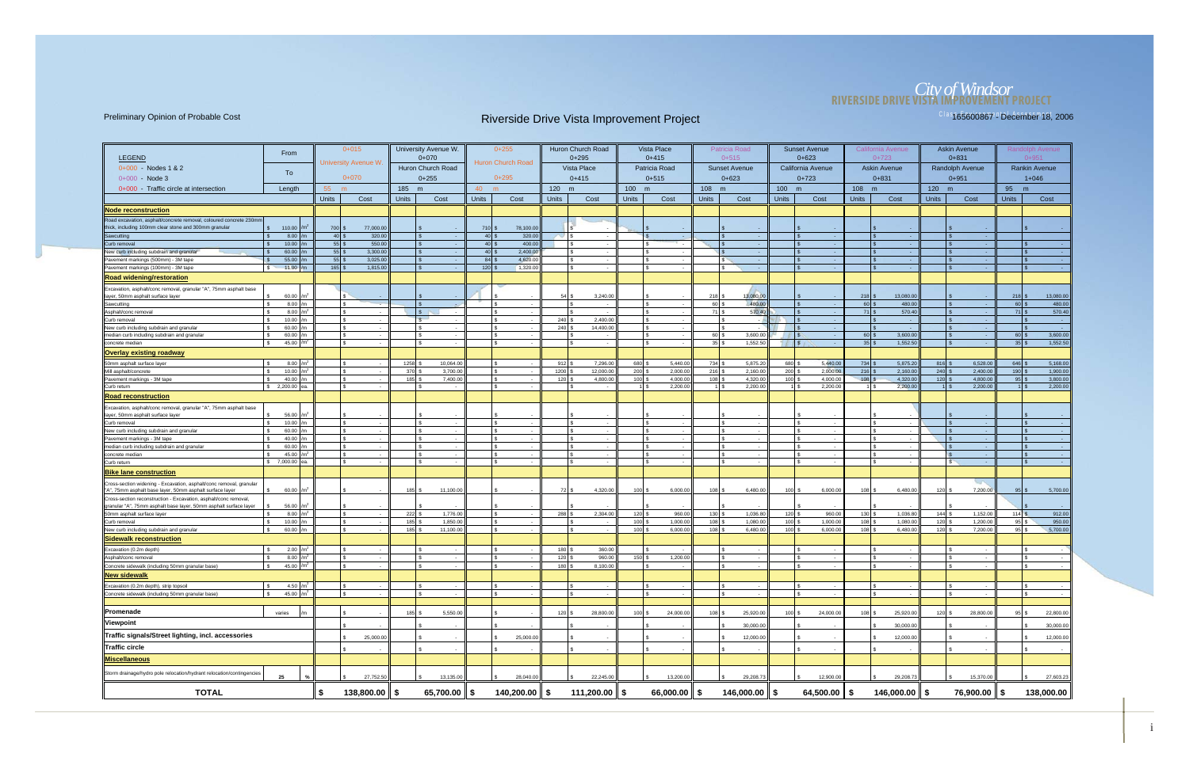# Riverside Drive Vista Improvement Project

## City of Windsor — RIVERSIDE DRIVE VISTA IMPROVEMENT PROJECT

Preliminary Opinion of Probable Cost

165600867 - December 18, 2006

| LEGEND | From | | 0+015 University Avenue W. | | University Avenue W. 0+070 | | 0+255 Huron Church Road | | Huron Church Road 0+295 | | Vista Place 0+415 | | Patricia Road 0+515 | | Sunset Avenue 0+623 | | California Avenue 0+723 | | Askin Avenue 0+831 | | Randolph Avenue 0+951 | |
|---|---|---|---|---|---|---|---|---|---|---|---|---|---|---|---|---|---|---|---|---|---|---|
| 0+000 - Nodes 1 & 2<br>0+000 - Node 3 | To | | 0+070 | | Huron Church Road 0+255 | | 0+295 | | Vista Place 0+415 | | Patricia Road 0+515 | | Sunset Avenue 0+623 | | California Avenue 0+723 | | Askin Avenue 0+831 | | Randolph Avenue 0+951 | | Rankin Avenue 1+046 | |
| 0+000 - Traffic circle at intersection | Length | | 55 m | | 185 m | | 40 m | | 120 m | | 100 m | | 108 m | | 100 m | | 108 m | | 120 m | | 95 m | |
| | | | Units | Cost | Units | Cost | Units | Cost | Units | Cost | Units | Cost | Units | Cost | Units | Cost | Units | Cost | Units | Cost | Units | Cost |
| **Node reconstruction** | | | | | | | | | | | | | | | | | | | | | | |
| Road excavation, asphalt/concrete removal, coloured concrete 230mm thick, including 100mm clear stone and 300mm granular | $ 110.00 | m² | 700 | $ 77,000.00 | | $ - | 710 | $ 78,100.00 | | $ - | | $ - | | $ - | | $ - | | $ - | | $ - | | $ - |
| Sawcutting | $ 8.00 | /m | 40 | $ 320.00 | | $ - | 40 | $ 320.00 | | $ - | | $ - | | $ - | | $ - | | $ - | | $ - | | |
| Curb removal | $ 10.00 | /m | 55 | $ 550.00 | | $ - | 40 | $ 400.00 | | $ - | | $ - | | $ - | | $ - | | $ - | | $ - | | $ - |
| New curb including subdrain and granular | $ 60.00 | /m | 55 | $ 3,300.00 | | $ - | 40 | $ 2,400.00 | | $ - | | $ - | | $ - | | $ - | | $ - | | $ - | | $ - |
| Pavement markings (500mm) - 3M tape | $ 55.00 | /m | 55 | $ 3,025.00 | | $ - | 84 | $ 4,620.00 | | $ - | | $ - | | $ - | | $ - | | $ - | | $ - | | $ - |
| Pavement markings (100mm) - 3M tape | $ 11.00 | /m | 165 | $ 1,815.00 | | $ - | 120 | $ 1,320.00 | | $ - | | $ - | | $ - | | $ - | | $ - | | $ - | | $ - |
| **Road widening/restoration** | | | | | | | | | | | | | | | | | | | | | | |
| Excavation, asphalt/conc removal, granular "A", 75mm asphalt base layer, 50mm asphalt surface layer | $ 60.00 | m² | | $ - | | $ - | | $ - | 54 | $ 3,240.00 | | $ - | 218 | $ 13,080.00 | | $ - | 218 | $ 13,080.00 | | $ - | 218 | $ 13,080.00 |
| Sawcutting | $ 8.00 | /m | | $ - | | $ - | | $ - | | $ - | | $ - | 60 | $ 480.00 | | $ - | 60 | $ 480.00 | | $ - | 60 | $ 480.00 |
| Asphalt/conc removal | $ 8.00 | m² | | $ - | | $ - | | $ - | | $ - | | $ - | 71 | $ 570.40 | | $ - | 71 | $ 570.40 | | $ - | 71 | $ 570.40 |
| Curb removal | $ 10.00 | /m | | $ - | | $ - | | $ - | 240 | $ 2,400.00 | | $ - | | $ - | | $ - | | $ - | | $ - | | $ - |
| New curb including subdrain and granular | $ 60.00 | /m | | $ - | | $ - | | $ - | 240 | $ 14,400.00 | | $ - | | $ - | | $ - | | $ - | | $ - | | $ - |
| median curb including subdrain and granular | $ 60.00 | /m | | $ - | | $ - | | $ - | | $ - | | $ - | 60 | $ 3,600.00 | | $ - | 60 | $ 3,600.00 | | $ - | 60 | $ 3,600.00 |
| concrete median | $ 45.00 | m² | | $ - | | $ - | | $ - | | $ - | | $ - | 35 | $ 1,552.50 | | $ - | 35 | $ 1,552.50 | | $ - | 35 | $ 1,552.50 |
| **Overlay existing roadway** | | | | | | | | | | | | | | | | | | | | | | |
| 50mm asphalt surface layer | $ 8.00 | m² | | $ - | 1258 | $ 10,064.00 | | $ - | 912 | $ 7,296.00 | 680 | $ 5,440.00 | 734 | $ 5,875.20 | 680 | $ 5,440.00 | 734 | $ 5,875.20 | 816 | $ 6,528.00 | 646 | $ 5,168.00 |
| Mill asphalt/concrete | $ 10.00 | m² | | $ - | 370 | $ 3,700.00 | | $ - | 1200 | $ 12,000.00 | 200 | $ 2,000.00 | 216 | $ 2,160.00 | 200 | $ 2,000.00 | 216 | $ 2,160.00 | 240 | $ 2,400.00 | 190 | $ 1,900.00 |
| Pavement markings - 3M tape | $ 40.00 | /m | | $ - | 185 | $ 7,400.00 | | $ - | 120 | $ 4,800.00 | 100 | $ 4,000.00 | 108 | $ 4,320.00 | 100 | $ 4,000.00 | 108 | $ 4,320.00 | 120 | $ 4,800.00 | 95 | $ 3,800.00 |
| Curb return | $ 2,200.00 | ea. | | $ - | | $ - | | $ - | | $ - | 1 | $ 2,200.00 | 1 | $ 2,200.00 | 1 | $ 2,200.00 | 1 | $ 2,200.00 | 1 | $ 2,200.00 | 1 | $ 2,200.00 |
| **Road reconstruction** | | | | | | | | | | | | | | | | | | | | | | |
| Excavation, asphalt/conc removal, granular "A", 75mm asphalt base layer, 50mm asphalt surface layer | $ 56.00 | m² | | $ - | | $ - | | $ - | | $ - | | $ - | | $ - | | $ - | | $ - | | $ - | | $ - |
| Curb removal | $ 10.00 | /m | | $ - | | $ - | | $ - | | $ - | | $ - | | $ - | | $ - | | $ - | | $ - | | $ - |
| New curb including subdrain and granular | $ 60.00 | /m | | $ - | | $ - | | $ - | | $ - | | $ - | | $ - | | $ - | | $ - | | $ - | | $ - |
| Pavement markings - 3M tape | $ 40.00 | /m | | $ - | | $ - | | $ - | | $ - | | $ - | | $ - | | $ - | | $ - | | $ - | | $ - |
| median curb including subdrain and granular | $ 60.00 | /m | | $ - | | $ - | | $ - | | $ - | | $ - | | $ - | | $ - | | $ - | | $ - | | $ - |
| concrete median | $ 45.00 | m² | | $ - | | $ - | | $ - | | $ - | | $ - | | $ - | | $ - | | $ - | | $ - | | $ - |
| Curb return | $ 7,000.00 | ea. | | $ - | | $ - | | $ - | | $ - | | $ - | | $ - | | $ - | | $ - | | $ - | | $ - |
| **Bike lane construction** | | | | | | | | | | | | | | | | | | | | | | |
| Cross-section widening - Excavation, asphalt/conc removal, granular "A", 75mm asphalt base layer, 50mm asphalt surface layer | $ 60.00 | m² | | $ - | 185 | $ 11,100.00 | | $ - | 72 | $ 4,320.00 | 100 | $ 6,000.00 | 108 | $ 6,480.00 | 100 | $ 6,000.00 | 108 | $ 6,480.00 | 120 | $ 7,200.00 | 95 | $ 5,700.00 |
| Cross-section reconstruction - Excavation, asphalt/conc removal, granular "A", 75mm asphalt base layer, 50mm asphalt surface layer | $ 56.00 | m² | | $ - | | $ - | | $ - | | $ - | | $ - | | $ - | | $ - | | $ - | | $ - | | $ - |
| 50mm asphalt surface layer | $ 8.00 | m² | | $ - | 222 | $ 1,776.00 | | $ - | 288 | $ 2,304.00 | 120 | $ 960.00 | 130 | $ 1,036.80 | 120 | $ 960.00 | 130 | $ 1,036.80 | 144 | $ 1,152.00 | 114 | $ 912.00 |
| Curb removal | $ 10.00 | /m | | $ - | 185 | $ 1,850.00 | | $ - | | $ - | 100 | $ 1,000.00 | 108 | $ 1,080.00 | 100 | $ 1,000.00 | 108 | $ 1,080.00 | 120 | $ 1,200.00 | 95 | $ 950.00 |
| New curb including subdrain and granular | $ 60.00 | /m | | $ - | 185 | $ 11,100.00 | | $ - | | $ - | 100 | $ 6,000.00 | 108 | $ 6,480.00 | 100 | $ 6,000.00 | 108 | $ 6,480.00 | 120 | $ 7,200.00 | 95 | $ 5,700.00 |
| **Sidewalk reconstruction** | | | | | | | | | | | | | | | | | | | | | | |
| Excavation (0.2m depth) | $ 2.00 | m³ | | $ - | | $ - | | $ - | 180 | $ 360.00 | | $ - | | $ - | | $ - | | $ - | | $ - | | $ - |
| Asphalt/conc removal | $ 8.00 | m² | | $ - | | $ - | | $ - | 120 | $ 960.00 | 150 | $ 1,200.00 | | $ - | | $ - | | $ - | | $ - | | $ - |
| Concrete sidewalk (including 50mm granular base) | $ 45.00 | m² | | $ - | | $ - | | $ - | 180 | $ 8,100.00 | | $ - | | $ - | | $ - | | $ - | | $ - | | $ - |
| **New sidewalk** | | | | | | | | | | | | | | | | | | | | | | |
| Excavation (0.2m depth), strip topsoil | $ 4.50 | m³ | | $ - | | $ - | | $ - | | $ - | | $ - | | $ - | | $ - | | $ - | | $ - | | $ - |
| Concrete sidewalk (including 50mm granular base) | $ 45.00 | m² | | $ - | | $ - | | $ - | | $ - | | $ - | | $ - | | $ - | | $ - | | $ - | | $ - |
| **Promenade** | varies | /m | | $ - | 185 | $ 5,550.00 | | $ - | 120 | $ 28,800.00 | 100 | $ 24,000.00 | 108 | $ 25,920.00 | 100 | $ 24,000.00 | 108 | $ 25,920.00 | 120 | $ 28,800.00 | 95 | $ 22,800.00 |
| **Viewpoint** | | | | $ - | | $ - | | $ - | | $ - | | $ - | | $ 30,000.00 | | $ - | | $ 30,000.00 | | $ - | | $ 30,000.00 |
| **Traffic signals/Street lighting, incl. accessories** | | | | $ 25,000.00 | | $ - | | $ 25,000.00 | | $ - | | $ - | | $ 12,000.00 | | $ - | | $ 12,000.00 | | $ - | | $ 12,000.00 |
| **Traffic circle** | | | | $ - | | $ - | | $ - | | $ - | | $ - | | $ - | | $ - | | $ - | | $ - | | $ - |
| **Miscellaneous** | | | | | | | | | | | | | | | | | | | | | | |
| Storm drainage/hydro pole relocation/hydrant relocation/contingencies | 25 | % | | $ 27,752.50 | | $ 13,135.00 | | $ 28,040.00 | | $ 22,245.00 | | $ 13,200.00 | | $ 29,208.73 | | $ 12,900.00 | | $ 29,208.73 | | $ 15,370.00 | | $ 27,603.23 |
| **TOTAL** | | | | **$ 138,800.00** | | **$ 65,700.00** | | **$ 140,200.00** | | **$ 111,200.00** | | **$ 66,000.00** | | **$ 146,000.00** | | **$ 64,500.00** | | **$ 146,000.00** | | **$ 76,900.00** | | **$ 138,000.00** |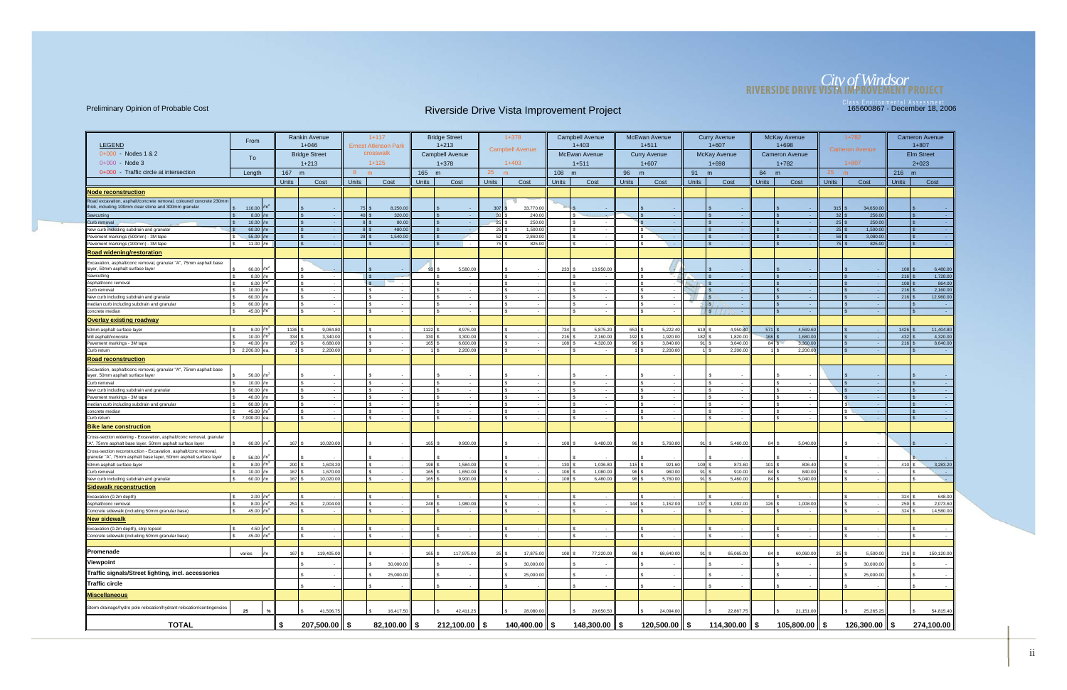Preliminary Opinion of Probable Cost

# Riverside Drive Vista Improvement Project

City of Windsor
RIVERSIDE DRIVE VISTA IMPROVEMENT PROJECT
Class Environmental Assessment
165600867 - December 18, 2006

**LEGEND**

- 0+000 - Nodes 1 & 2
- 0+000 - Node 3
- 0+000 - Traffic circle at intersection

| | | | | | | | | | | | | | | | | | | | | | | |
|---|---|---|---|---|---|---|---|---|---|---|---|---|---|---|---|---|---|---|---|---|---|---|
| **From** | | | Rankin Avenue 1+046 | | 1+117 Ernest Atkinson Park crosswalk | | Bridge Street 1+213 | | 1+378 Campbell Avenue | | Campbell Avenue 1+403 | | McEwan Avenue 1+511 | | Curry Avenue 1+607 | | McKay Avenue 1+698 | | 1+782 Cameron Avenue | | Cameron Avenue 1+807 | |
| **To** | | | Bridge Street 1+213 | | 1+125 | | Campbell Avenue 1+378 | | 1+403 | | McEwan Avenue 1+511 | | Curry Avenue 1+607 | | McKay Avenue 1+698 | | Cameron Avenue 1+782 | | 1+807 | | Elm Street 2+023 | |
| **Length** | | | 167 m | | 8 m | | 165 m | | 25 m | | 108 m | | 96 m | | 91 m | | 84 m | | 25 m | | 216 m | |
| | | | Units | Cost | Units | Cost | Units | Cost | Units | Cost | Units | Cost | Units | Cost | Units | Cost | Units | Cost | Units | Cost | Units | Cost |
| **Node reconstruction** | | | | | | | | | | | | | | | | | | | | | | |
| Road excavation, asphalt/concrete removal, coloured concrete 230mm thick, including 100mm clear stone and 300mm granular | $ 110.00 | /m² | | $ - | 75 | $ 8,250.00 | | $ - | 307 | $ 33,770.00 | | $ - | | $ - | | $ - | | $ - | 315 | $ 34,650.00 | | $ - |
| Sawcutting | $ 8.00 | /m | | $ - | 40 | $ 320.00 | | $ - | 30 | $ 240.00 | | $ - | | $ - | | $ - | | $ - | 32 | $ 256.00 | | $ - |
| Curb removal | $ 10.00 | /m | | $ - | 8 | $ 80.00 | | $ - | 25 | $ 250.00 | | $ - | | $ - | | $ - | | $ - | 25 | $ 250.00 | | $ - |
| New curb including subdrain and granular | $ 60.00 | /m | | $ - | 8 | $ 480.00 | | $ - | 25 | $ 1,500.00 | | $ - | | $ - | | $ - | | $ - | 25 | $ 1,500.00 | | $ - |
| Pavement markings (500mm) - 3M tape | $ 55.00 | /m | | $ - | 28 | $ 1,540.00 | | $ - | 52 | $ 2,860.00 | | $ - | | $ - | | $ - | | $ - | 56 | $ 3,080.00 | | $ - |
| Pavement markings (100mm) - 3M tape | $ 11.00 | /m | | $ - | | $ - | | $ - | 75 | $ 825.00 | | $ - | | $ - | | $ - | | $ - | 75 | $ 825.00 | | $ - |
| **Road widening/restoration** | | | | | | | | | | | | | | | | | | | | | | |
| Excavation, asphalt/conc removal, granular "A", 75mm asphalt base layer, 50mm asphalt surface layer | $ 60.00 | /m² | | $ - | | $ - | 93 | $ 5,580.00 | | $ - | 233 | $ 13,950.00 | | $ - | | $ - | | $ - | | $ - | 108 | $ 6,480.00 |
| Sawcutting | $ 8.00 | /m | | $ - | | $ - | | $ - | | $ - | | $ - | | $ - | | $ - | | $ - | | $ - | 216 | $ 1,728.00 |
| Asphalt/conc removal | $ 8.00 | /m² | | $ - | | $ - | | $ - | | $ - | | $ - | | $ - | | $ - | | $ - | | $ - | 108 | $ 864.00 |
| Curb removal | $ 10.00 | /m | | $ - | | $ - | | $ - | | $ - | | $ - | | $ - | | $ - | | $ - | | $ - | 216 | $ 2,160.00 |
| New curb including subdrain and granular | $ 60.00 | /m | | $ - | | $ - | | $ - | | $ - | | $ - | | $ - | | $ - | | $ - | | $ - | 216 | $ 12,960.00 |
| median curb including subdrain and granular | $ 60.00 | /m | | $ - | | $ - | | $ - | | $ - | | $ - | | $ - | | $ - | | $ - | | $ - | | $ - |
| concrete median | $ 45.00 | /m² | | $ - | | $ - | | $ - | | $ - | | $ - | | $ - | | $ - | | $ - | | $ - | | $ - |
| **Overlay existing roadway** | | | | | | | | | | | | | | | | | | | | | | |
| 50mm asphalt surface layer | $ 8.00 | /m² | 1136 | $ 9,084.80 | | $ - | 1122 | $ 8,976.00 | | $ - | 734 | $ 5,875.20 | 653 | $ 5,222.40 | 619 | $ 4,950.40 | 571 | $ 4,569.60 | | $ - | 1426 | $ 11,404.80 |
| Mill asphalt/concrete | $ 10.00 | /m² | 334 | $ 3,340.00 | | $ - | 330 | $ 3,300.00 | | $ - | 216 | $ 2,160.00 | 192 | $ 1,920.00 | 182 | $ 1,820.00 | 168 | $ 1,680.00 | | $ - | 432 | $ 4,320.00 |
| Pavement markings - 3M tape | $ 40.00 | /m | 167 | $ 6,680.00 | | $ - | 165 | $ 6,600.00 | | $ - | 108 | $ 4,320.00 | 96 | $ 3,840.00 | 91 | $ 3,640.00 | 84 | $ 3,360.00 | | $ - | 216 | $ 8,640.00 |
| Curb return | $ 2,200.00 | ea. | 1 | $ 2,200.00 | | $ - | 1 | $ 2,200.00 | | $ - | | $ - | 1 | $ 2,200.00 | 1 | $ 2,200.00 | 1 | $ 2,200.00 | | $ - | | $ - |
| **Road reconstruction** | | | | | | | | | | | | | | | | | | | | | | |
| Excavation, asphalt/conc removal, granular "A", 75mm asphalt base layer, 50mm asphalt surface layer | $ 56.00 | /m² | | $ - | | $ - | | $ - | | $ - | | $ - | | $ - | | $ - | | $ - | | $ - | | $ - |
| Curb removal | $ 10.00 | /m | | $ - | | $ - | | $ - | | $ - | | $ - | | $ - | | $ - | | $ - | | $ - | | $ - |
| New curb including subdrain and granular | $ 60.00 | /m | | $ - | | $ - | | $ - | | $ - | | $ - | | $ - | | $ - | | $ - | | $ - | | $ - |
| Pavement markings - 3M tape | $ 40.00 | /m | | $ - | | $ - | | $ - | | $ - | | $ - | | $ - | | $ - | | $ - | | $ - | | $ - |
| median curb including subdrain and granular | $ 60.00 | /m | | $ - | | $ - | | $ - | | $ - | | $ - | | $ - | | $ - | | $ - | | $ - | | $ - |
| concrete median | $ 45.00 | /m² | | $ - | | $ - | | $ - | | $ - | | $ - | | $ - | | $ - | | $ - | | $ - | | $ - |
| Curb return | $ 7,000.00 | ea. | | $ - | | $ - | | $ - | | $ - | | $ - | | $ - | | $ - | | $ - | | $ - | | $ - |
| **Bike lane construction** | | | | | | | | | | | | | | | | | | | | | | |
| Cross-section widening - Excavation, asphalt/conc removal, granular "A", 75mm asphalt base layer, 50mm asphalt surface layer | $ 60.00 | /m² | 167 | $ 10,020.00 | | $ - | 165 | $ 9,900.00 | | $ - | 108 | $ 6,480.00 | 96 | $ 5,760.00 | 91 | $ 5,460.00 | 84 | $ 5,040.00 | | $ - | | $ - |
| Cross-section reconstruction - Excavation, asphalt/conc removal, granular "A", 75mm asphalt base layer, 50mm asphalt surface layer | $ 56.00 | /m² | | $ - | | $ - | | $ - | | $ - | | $ - | | $ - | | $ - | | $ - | | $ - | | $ - |
| 50mm asphalt surface layer | $ 8.00 | /m² | 200 | $ 1,603.20 | | $ - | 198 | $ 1,584.00 | | $ - | 130 | $ 1,036.80 | 115 | $ 921.60 | 109 | $ 873.60 | 101 | $ 806.40 | | $ - | 410 | $ 3,283.20 |
| Curb removal | $ 10.00 | /m | 167 | $ 1,670.00 | | $ - | 165 | $ 1,650.00 | | $ - | 108 | $ 1,080.00 | 96 | $ 960.00 | 91 | $ 910.00 | 84 | $ 840.00 | | $ - | | $ - |
| New curb including subdrain and granular | $ 60.00 | /m | 167 | $ 10,020.00 | | $ - | 165 | $ 9,900.00 | | $ - | 108 | $ 6,480.00 | 96 | $ 5,760.00 | 91 | $ 5,460.00 | 84 | $ 5,040.00 | | $ - | | $ - |
| **Sidewalk reconstruction** | | | | | | | | | | | | | | | | | | | | | | |
| Excavation (0.2m depth) | $ 2.00 | /m² | | $ - | | $ - | | $ - | | $ - | | $ - | | $ - | | $ - | | $ - | | $ - | 324 | $ 648.00 |
| Asphalt/conc removal | $ 8.00 | /m² | 251 | $ 2,004.00 | | $ - | 248 | $ 1,980.00 | | $ - | | $ - | 144 | $ 1,152.00 | 137 | $ 1,092.00 | 126 | $ 1,008.00 | | $ - | 259 | $ 2,073.60 |
| Concrete sidewalk (including 50mm granular base) | $ 45.00 | /m² | | $ - | | $ - | | $ - | | $ - | | $ - | | $ - | | $ - | | $ - | | $ - | 324 | $ 14,580.00 |
| **New sidewalk** | | | | | | | | | | | | | | | | | | | | | | |
| Excavation (0.2m depth), strip topsoil | $ 4.50 | /m² | | $ - | | $ - | | $ - | | $ - | | $ - | | $ - | | $ - | | $ - | | $ - | | $ - |
| Concrete sidewalk (including 50mm granular base) | $ 45.00 | /m² | | $ - | | $ - | | $ - | | $ - | | $ - | | $ - | | $ - | | $ - | | $ - | | $ - |
| **Promenade** | varies | /m | 167 | $ 119,405.00 | | $ - | 165 | $ 117,975.00 | 25 | $ 17,875.00 | 108 | $ 77,220.00 | 96 | $ 68,640.00 | 91 | $ 65,065.00 | 84 | $ 60,060.00 | 25 | $ 5,500.00 | 216 | $ 150,120.00 |
| **Viewpoint** | | | | $ - | | $ 30,000.00 | | $ - | | $ 30,000.00 | | $ - | | $ - | | $ - | | $ - | | $ 30,000.00 | | $ - |
| **Traffic signals/Street lighting, incl. accessories** | | | | $ - | | $ 25,000.00 | | $ - | | $ 25,000.00 | | $ - | | $ - | | $ - | | $ - | | $ 25,000.00 | | $ - |
| **Traffic circle** | | | | $ - | | $ - | | $ - | | $ - | | $ - | | $ - | | $ - | | $ - | | $ - | | $ - |
| **Miscellaneous** | | | | | | | | | | | | | | | | | | | | | | |
| Storm drainage/hydro pole relocation/hydrant relocation/contingencies | 25 | % | | $ 41,506.75 | | $ 16,417.50 | | $ 42,411.25 | | $ 28,080.00 | | $ 29,650.50 | | $ 24,094.00 | | $ 22,867.75 | | $ 21,151.00 | | $ 25,265.25 | | $ 54,815.40 |
| **TOTAL** | | | | **$ 207,500.00** | | **$ 82,100.00** | | **$ 212,100.00** | | **$ 140,400.00** | | **$ 148,300.00** | | **$ 120,500.00** | | **$ 114,300.00** | | **$ 105,800.00** | | **$ 126,300.00** | | **$ 274,100.00** |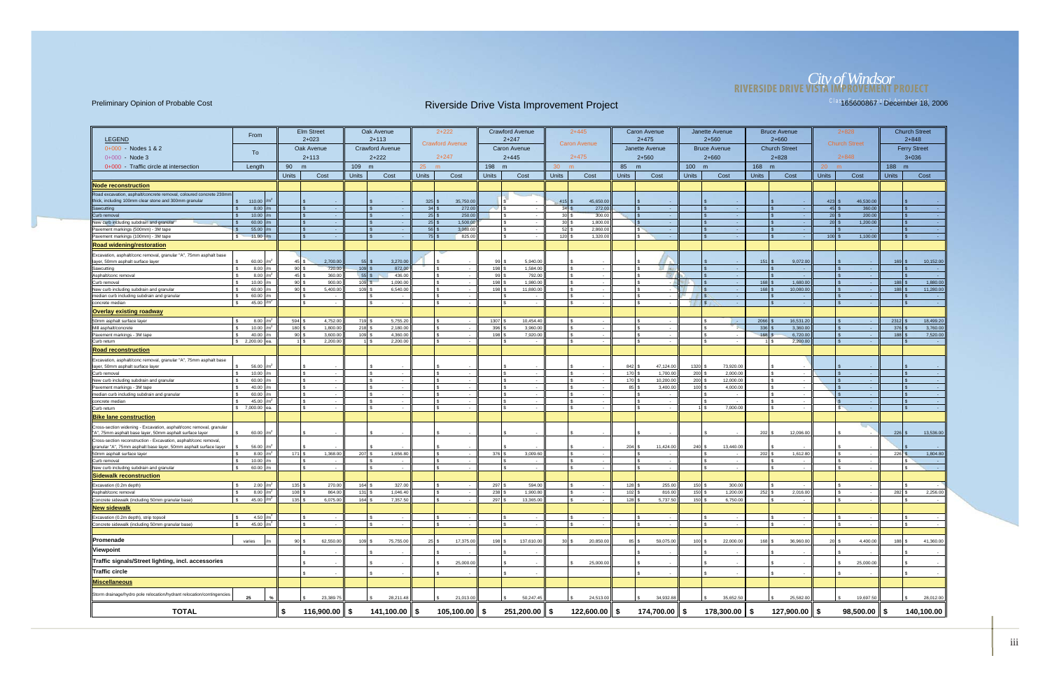Preliminary Opinion of Probable Cost

# Riverside Drive Vista Improvement Project

165600867 - December 18, 2006

| LEGEND | From | | Elm Street 2+023 | | Oak Avenue 2+113 | | 2+222 Crawford Avenue | | Crawford Avenue 2+247 | | 2+445 Caron Avenue | | Caron Avenue 2+475 | | Janette Avenue 2+560 | | Bruce Avenue 2+660 | | 2+828 Church Street | | Church Street 2+848 | |
|---|---|---|---|---|---|---|---|---|---|---|---|---|---|---|---|---|---|---|---|---|---|---|
| 0+000 - Nodes 1 & 2<br>0+000 - Node 3 | To | | Oak Avenue 2+113 | | Crawford Avenue 2+222 | | 2+247 | | Caron Avenue 2+445 | | 2+475 | | Janette Avenue 2+560 | | Bruce Avenue 2+660 | | Church Street 2+828 | | 2+848 | | Ferry Street 3+036 | |
| 0+000 - Traffic circle at intersection | Length | | 90 m | | 109 m | | 25 m | | 198 m | | 30 m | | 85 m | | 100 m | | 168 m | | 20 m | | 188 m | |
| | | | Units | Cost | Units | Cost | Units | Cost | Units | Cost | Units | Cost | Units | Cost | Units | Cost | Units | Cost | Units | Cost | Units | Cost |
| **Node reconstruction** | | | | | | | | | | | | | | | | | | | | | | |
| Road excavation, asphalt/concrete removal, coloured concrete 230mm thick, including 100mm clear stone and 300mm granular | $ 110.00 | /m² | | $ - | | $ - | 325 | $ 35,750.00 | | $ - | 415 | $ 45,650.00 | | $ - | | $ - | | $ - | 423 | $ 46,530.00 | | $ - |
| Sawcutting | $ 8.00 | /m | | $ - | | $ - | 34 | $ 272.00 | | $ - | 34 | $ 272.00 | | $ - | | $ - | | $ - | 45 | $ 360.00 | | $ - |
| Curb removal | $ 10.00 | /m | | $ - | | $ - | 25 | $ 250.00 | | $ - | 30 | $ 300.00 | | $ - | | $ - | | $ - | 20 | $ 200.00 | | $ - |
| New curb including subdrain and granular | $ 60.00 | /m | | $ - | | $ - | 25 | $ 1,500.00 | | $ - | 30 | $ 1,800.00 | | $ - | | $ - | | $ - | 20 | $ 1,200.00 | | $ - |
| Pavement markings (500mm) - 3M tape | $ 55.00 | /m | | $ - | | $ - | 56 | $ 3,080.00 | | $ - | 52 | $ 2,860.00 | | $ - | | $ - | | $ - | | $ - | | $ - |
| Pavement markings (100mm) - 3M tape | $ 11.00 | /m | | $ - | | $ - | 75 | $ 825.00 | | $ - | 120 | $ 1,320.00 | | $ - | | $ - | | $ - | 100 | $ 1,100.00 | | $ - |
| **Road widening/restoration** | | | | | | | | | | | | | | | | | | | | | | |
| Excavation, asphalt/conc removal, granular "A", 75mm asphalt base layer, 50mm asphalt surface layer | $ 60.00 | /m² | 45 | $ 2,700.00 | 55 | $ 3,270.00 | | $ - | 99 | $ 5,940.00 | | $ - | | $ - | | $ - | 151 | $ 9,072.00 | | $ - | 169 | $ 10,152.00 |
| Sawcutting | $ 8.00 | /m | 90 | $ 720.00 | 109 | $ 872.00 | | $ - | 198 | $ 1,584.00 | | $ - | | $ - | | $ - | | $ - | | $ - | | $ - |
| Asphalt/conc removal | $ 8.00 | /m | 45 | $ 360.00 | 55 | $ 436.00 | | $ - | 99 | $ 792.00 | | $ - | | $ - | | $ - | | $ - | | $ - | | $ - |
| Curb removal | $ 10.00 | /m | 90 | $ 900.00 | 109 | $ 1,090.00 | | $ - | 198 | $ 1,980.00 | | $ - | | $ - | | $ - | 168 | $ 1,680.00 | | $ - | 188 | $ 1,880.00 |
| New curb including subdrain and granular | $ 60.00 | /m | 90 | $ 5,400.00 | 109 | $ 6,540.00 | | $ - | 198 | $ 11,880.00 | | $ - | | $ - | | $ - | 168 | $ 10,080.00 | | $ - | 188 | $ 11,280.00 |
| median curb including subdrain and granular | $ 60.00 | /m | | $ - | | $ - | | $ - | | $ - | | $ - | | $ - | | $ - | | $ - | | $ - | | $ - |
| concrete median | $ 45.00 | /m² | | $ - | | $ - | | $ - | | $ - | | $ - | | $ - | | $ - | | $ - | | $ - | | $ - |
| **Overlay existing roadway** | | | | | | | | | | | | | | | | | | | | | | |
| 50mm asphalt surface layer | $ 8.00 | /m² | 594 | $ 4,752.00 | 719 | $ 5,755.20 | | $ - | 1307 | $ 10,454.40 | | $ - | | $ - | | $ - | 2066 | $ 16,531.20 | | $ - | 2312 | $ 18,499.20 |
| Mill asphalt/concrete | $ 10.00 | /m² | 180 | $ 1,800.00 | 218 | $ 2,180.00 | | $ - | 396 | $ 3,960.00 | | $ - | | $ - | | $ - | 336 | $ 3,360.00 | | $ - | 376 | $ 3,760.00 |
| Pavement markings - 3M tape | $ 40.00 | /m | 90 | $ 3,600.00 | 109 | $ 4,360.00 | | $ - | 198 | $ 7,920.00 | | $ - | | $ - | | $ - | 168 | $ 6,720.00 | | $ - | 188 | $ 7,520.00 |
| Curb return | $ 2,200.00 | ea. | 1 | $ 2,200.00 | 1 | $ 2,200.00 | | $ - | | $ - | | $ - | | $ - | | $ - | 1 | $ 2,200.00 | | $ - | | $ - |
| **Road reconstruction** | | | | | | | | | | | | | | | | | | | | | | |
| Excavation, asphalt/conc removal, granular "A", 75mm asphalt base layer, 50mm asphalt surface layer | $ 56.00 | /m² | | $ - | | $ - | | $ - | | $ - | | $ - | 842 | $ 47,124.00 | 1320 | $ 73,920.00 | | $ - | | $ - | | $ - |
| Curb removal | $ 10.00 | /m | | $ - | | $ - | | $ - | | $ - | | $ - | 170 | $ 1,700.00 | 200 | $ 2,000.00 | | $ - | | $ - | | $ - |
| New curb including subdrain and granular | $ 60.00 | /m | | $ - | | $ - | | $ - | | $ - | | $ - | 170 | $ 10,200.00 | 200 | $ 12,000.00 | | $ - | | $ - | | $ - |
| Pavement markings - 3M tape | $ 40.00 | /m | | $ - | | $ - | | $ - | | $ - | | $ - | 85 | $ 3,400.00 | 100 | $ 4,000.00 | | $ - | | $ - | | $ - |
| median curb including subdrain and granular | $ 60.00 | /m | | $ - | | $ - | | $ - | | $ - | | $ - | | $ - | | $ - | | $ - | | $ - | | $ - |
| concrete median | $ 45.00 | /m² | | $ - | | $ - | | $ - | | $ - | | $ - | | $ - | | $ - | | $ - | | $ - | | $ - |
| Curb return | $ 7,000.00 | ea. | | $ - | | $ - | | $ - | | $ - | | $ - | | $ - | 1 | $ 7,000.00 | | $ - | | $ - | | $ - |
| **Bike lane construction** | | | | | | | | | | | | | | | | | | | | | | |
| Cross-section widening - Excavation, asphalt/conc removal, granular "A", 75mm asphalt base layer, 50mm asphalt surface layer | $ 60.00 | /m² | | $ - | | $ - | | $ - | | $ - | | $ - | | $ - | | $ - | 202 | $ 12,096.00 | | $ - | 226 | $ 13,536.00 |
| Cross-section reconstruction - Excavation, asphalt/conc removal, granular "A", 75mm asphalt base layer, 50mm asphalt surface layer | $ 56.00 | /m² | | $ - | | $ - | | $ - | | $ - | | $ - | 204 | $ 11,424.00 | 240 | $ 13,440.00 | | $ - | | $ - | | $ - |
| 50mm asphalt surface layer | $ 8.00 | /m² | 171 | $ 1,368.00 | 207 | $ 1,656.80 | | $ - | 376 | $ 3,009.60 | | $ - | | $ - | | $ - | 202 | $ 1,612.80 | | $ - | 226 | $ 1,804.80 |
| Curb removal | $ 10.00 | /m | | $ - | | $ - | | $ - | | $ - | | $ - | | $ - | | $ - | | $ - | | $ - | | $ - |
| New curb including subdrain and granular | $ 60.00 | /m | | $ - | | $ - | | $ - | | $ - | | $ - | | $ - | | $ - | | $ - | | $ - | | $ - |
| **Sidewalk reconstruction** | | | | | | | | | | | | | | | | | | | | | | |
| Excavation (0.2m depth) | $ 2.00 | /m² | 135 | $ 270.00 | 164 | $ 327.00 | | $ - | 297 | $ 594.00 | | $ - | 128 | $ 255.00 | 150 | $ 300.00 | | $ - | | $ - | | $ - |
| Asphalt/conc removal | $ 8.00 | /m² | 108 | $ 864.00 | 131 | $ 1,046.40 | | $ - | 238 | $ 1,900.80 | | $ - | 102 | $ 816.00 | 150 | $ 1,200.00 | 252 | $ 2,016.00 | | $ - | 282 | $ 2,256.00 |
| Concrete sidewalk (including 50mm granular base) | $ 45.00 | /m² | 135 | $ 6,075.00 | 164 | $ 7,357.50 | | $ - | 297 | $ 13,365.00 | | $ - | 128 | $ 5,737.50 | 150 | $ 6,750.00 | | $ - | | $ - | | $ - |
| **New sidewalk** | | | | | | | | | | | | | | | | | | | | | | |
| Excavation (0.2m depth), strip topsoil | $ 4.50 | /m² | | $ - | | $ - | | $ - | | $ - | | $ - | | $ - | | $ - | | $ - | | $ - | | $ - |
| Concrete sidewalk (including 50mm granular base) | $ 45.00 | /m² | | $ - | | $ - | | $ - | | $ - | | $ - | | $ - | | $ - | | $ - | | $ - | | $ - |
| **Promenade** | varies | /m | 90 | $ 62,550.00 | 109 | $ 75,755.00 | 25 | $ 17,375.00 | 198 | $ 137,610.00 | 30 | $ 20,850.00 | 85 | $ 59,075.00 | 100 | $ 22,000.00 | 168 | $ 36,960.00 | 20 | $ 4,400.00 | 188 | $ 41,360.00 |
| **Viewpoint** | | | | $ - | | $ - | | $ - | | $ - | | | | $ - | | $ - | | $ - | | $ - | | $ - |
| **Traffic signals/Street lighting, incl. accessories** | | | | $ - | | $ - | | $ 25,000.00 | | $ - | | $ 25,000.00 | | $ - | | $ - | | $ - | | $ 25,000.00 | | $ - |
| **Traffic circle** | | | | $ - | | $ - | | $ - | | $ - | | | | $ - | | $ - | | $ - | | $ - | | $ - |
| **Miscellaneous** | | | | | | | | | | | | | | | | | | | | | | |
| Storm drainage/hydro pole relocation/hydrant relocation/contingencies | 25 | % | | $ 23,389.75 | | $ 28,211.48 | | $ 21,013.00 | | $ 50,247.45 | | $ 24,513.00 | | $ 34,932.88 | | $ 35,652.50 | | $ 25,582.00 | | $ 19,697.50 | | $ 28,012.00 |
| **TOTAL** | | | | **$ 116,900.00** | | **$ 141,100.00** | | **$ 105,100.00** | | **$ 251,200.00** | | **$ 122,600.00** | | **$ 174,700.00** | | **$ 178,300.00** | | **$ 127,900.00** | | **$ 98,500.00** | | **$ 140,100.00** |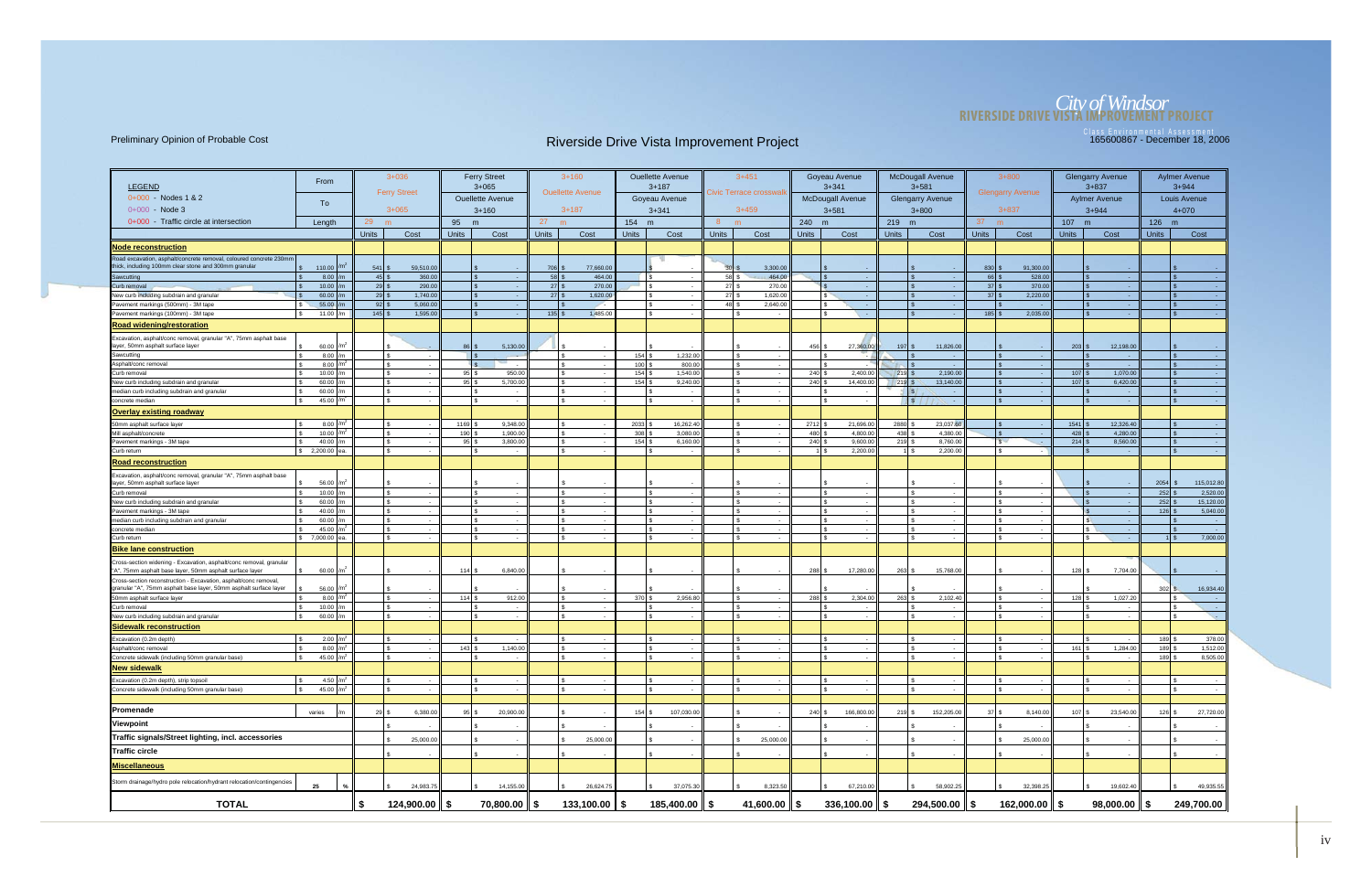Preliminary Opinion of Probable Cost

# Riverside Drive Vista Improvement Project

City of Windsor
RIVERSIDE DRIVE VISTA IMPROVEMENT PROJECT
Class Environmental Assessment
165600867 - December 18, 2006

| LEGEND | From | | 3+036 | | Ferry Street 3+065 | | 3+160 | | Ouellette Avenue 3+187 | | 3+451 | | Goyeau Avenue 3+341 | | McDougall Avenue 3+581 | | 3+800 | | Glengarry Avenue 3+837 | | Aylmer Avenue 3+944 | |
|---|---|---|---|---|---|---|---|---|---|---|---|---|---|---|---|---|---|---|---|---|---|---|
| | | | Ferry Street | | | | Ouellette Avenue | | | | Civic Terrace crosswalk | | | | | | Glengarry Avenue | | | | | |
| 0+000 - Nodes 1 & 2 | To | | | | Ouellette Avenue | | | | Goyeau Avenue | | | | McDougall Avenue | | Glengarry Avenue | | | | Aylmer Avenue | | Louis Avenue | |
| 0+000 - Node 3 | | | 3+065 | | 3+160 | | 3+187 | | 3+341 | | 3+459 | | 3+581 | | 3+800 | | 3+837 | | 3+944 | | 4+070 | |
| 0+000 - Traffic circle at intersection | Length | | 29 m | | 95 m | | 27 m | | 154 m | | 8 m | | 240 m | | 219 m | | 37 m | | 107 m | | 126 m | |
| | | | Units | Cost | Units | Cost | Units | Cost | Units | Cost | Units | Cost | Units | Cost | Units | Cost | Units | Cost | Units | Cost | Units | Cost |
| **Node reconstruction** | | | | | | | | | | | | | | | | | | | | | | |
| Road excavation, asphalt/concrete removal, coloured concrete 230mm thick, including 100mm clear stone and 300mm granular | $ 110.00 | /m² | 541 | $ 59,510.00 | | $ - | 706 | $ 77,660.00 | | $ - | 30 | $ 3,300.00 | | $ - | | $ - | 830 | $ 91,300.00 | | $ - | | $ - |
| Sawcutting | $ 8.00 | /m | 45 | $ 360.00 | | $ - | 58 | $ 464.00 | | $ - | 58 | $ 464.00 | | $ - | | $ - | 66 | $ 528.00 | | $ - | | $ - |
| Curb removal | $ 10.00 | /m | 29 | $ 290.00 | | $ - | 27 | $ 270.00 | | $ - | 27 | $ 270.00 | | $ - | | $ - | 37 | $ 370.00 | | $ - | | $ - |
| New curb including subdrain and granular | $ 60.00 | /m | 29 | $ 1,740.00 | | $ - | 27 | $ 1,620.00 | | $ - | 27 | $ 1,620.00 | | $ - | | $ - | 37 | $ 2,220.00 | | $ - | | $ - |
| Pavement markings (500mm) - 3M tape | $ 55.00 | /m | 92 | $ 5,060.00 | | $ - | | $ - | | $ - | 48 | $ 2,640.00 | | $ - | | $ - | | $ - | | $ - | | $ - |
| Pavement markings (100mm) - 3M tape | $ 11.00 | /m | 145 | $ 1,595.00 | | $ - | 135 | $ 1,485.00 | | $ - | | $ - | | $ - | | $ - | 185 | $ 2,035.00 | | $ - | | $ - |
| **Road widening/restoration** | | | | | | | | | | | | | | | | | | | | | | |
| Excavation, asphalt/conc removal, granular "A", 75mm asphalt base layer, 50mm asphalt surface layer | $ 60.00 | /m² | | $ - | 86 | $ 5,130.00 | | $ - | | $ - | | $ - | 456 | $ 27,360.00 | 197 | $ 11,826.00 | | $ - | 203 | $ 12,198.00 | | $ - |
| Sawcutting | $ 8.00 | /m | | $ - | | $ - | | $ - | 154 | $ 1,232.00 | | $ - | | $ - | | $ - | | $ - | | $ - | | $ - |
| Asphalt/conc removal | $ 8.00 | /m² | | $ - | | $ - | | $ - | 100 | $ 800.00 | | $ - | | $ - | | $ - | | $ - | | $ - | | $ - |
| Curb removal | $ 10.00 | /m | | $ - | 95 | $ 950.00 | | $ - | 154 | $ 1,540.00 | | $ - | 240 | $ 2,400.00 | 219 | $ 2,190.00 | | $ - | 107 | $ 1,070.00 | | $ - |
| New curb including subdrain and granular | $ 60.00 | /m | | $ - | 95 | $ 5,700.00 | | $ - | 154 | $ 9,240.00 | | $ - | 240 | $ 14,400.00 | 219 | $ 13,140.00 | | $ - | 107 | $ 6,420.00 | | $ - |
| median curb including subdrain and granular | $ 60.00 | /m | | $ - | | $ - | | $ - | | $ - | | $ - | | $ - | | $ - | | $ - | | $ - | | $ - |
| concrete median | $ 45.00 | /m² | | $ - | | $ - | | $ - | | $ - | | $ - | | $ - | | $ - | | $ - | | $ - | | $ - |
| **Overlay existing roadway** | | | | | | | | | | | | | | | | | | | | | | |
| 50mm asphalt surface layer | $ 8.00 | /m² | | $ - | 1169 | $ 9,348.00 | | $ - | 2033 | $ 16,262.40 | | $ - | 2712 | $ 21,696.00 | 2880 | $ 23,037.60 | | $ - | 1541 | $ 12,326.40 | | $ - |
| Mill asphalt/concrete | $ 10.00 | /m² | | $ - | 190 | $ 1,900.00 | | $ - | 308 | $ 3,080.00 | | $ - | 480 | $ 4,800.00 | 438 | $ 4,380.00 | | $ - | 428 | $ 4,280.00 | | $ - |
| Pavement markings - 3M tape | $ 40.00 | /m | | $ - | 95 | $ 3,800.00 | | $ - | 154 | $ 6,160.00 | | $ - | 240 | $ 9,600.00 | 219 | $ 8,760.00 | | $ - | 214 | $ 8,560.00 | | $ - |
| Curb return | $ 2,200.00 | ea. | | $ - | | $ - | | $ - | | $ - | | $ - | 1 | $ 2,200.00 | 1 | $ 2,200.00 | | $ - | | $ - | | $ - |
| **Road reconstruction** | | | | | | | | | | | | | | | | | | | | | | |
| Excavation, asphalt/conc removal, granular "A", 75mm asphalt base layer, 50mm asphalt surface layer | $ 56.00 | /m² | | $ - | | $ - | | $ - | | $ - | | $ - | | $ - | | $ - | | $ - | | $ - | 2054 | $ 115,012.80 |
| Curb removal | $ 10.00 | /m | | $ - | | $ - | | $ - | | $ - | | $ - | | $ - | | $ - | | $ - | | $ - | 252 | $ 2,520.00 |
| New curb including subdrain and granular | $ 60.00 | /m | | $ - | | $ - | | $ - | | $ - | | $ - | | $ - | | $ - | | $ - | | $ - | 252 | $ 15,120.00 |
| Pavement markings - 3M tape | $ 40.00 | /m | | $ - | | $ - | | $ - | | $ - | | $ - | | $ - | | $ - | | $ - | | $ - | 126 | $ 5,040.00 |
| median curb including subdrain and granular | $ 60.00 | /m | | $ - | | $ - | | $ - | | $ - | | $ - | | $ - | | $ - | | $ - | | $ - | | $ - |
| concrete median | $ 45.00 | /m² | | $ - | | $ - | | $ - | | $ - | | $ - | | $ - | | $ - | | $ - | | $ - | | $ - |
| Curb return | $ 7,000.00 | ea. | | $ - | | $ - | | $ - | | $ - | | $ - | | $ - | | $ - | | $ - | | $ - | 1 | $ 7,000.00 |
| **Bike lane construction** | | | | | | | | | | | | | | | | | | | | | | |
| Cross-section widening - Excavation, asphalt/conc removal, granular "A", 75mm asphalt base layer, 50mm asphalt surface layer | $ 60.00 | /m² | | $ - | 114 | $ 6,840.00 | | $ - | | $ - | | $ - | 288 | $ 17,280.00 | 263 | $ 15,768.00 | | $ - | 128 | $ 7,704.00 | | $ - |
| Cross-section reconstruction - Excavation, asphalt/conc removal, granular "A", 75mm asphalt base layer, 50mm asphalt surface layer | $ 56.00 | /m² | | $ - | | $ - | | $ - | | $ - | | $ - | | $ - | | $ - | | $ - | | $ - | 302 | $ 16,934.40 |
| 50mm asphalt surface layer | $ 8.00 | /m² | | $ - | 114 | $ 912.00 | | $ - | 370 | $ 2,956.80 | | $ - | 288 | $ 2,304.00 | 263 | $ 2,102.40 | | $ - | 128 | $ 1,027.20 | | $ - |
| Curb removal | $ 10.00 | /m | | $ - | | $ - | | $ - | | $ - | | $ - | | $ - | | $ - | | $ - | | $ - | | $ - |
| New curb including subdrain and granular | $ 60.00 | /m | | $ - | | $ - | | $ - | | $ - | | $ - | | $ - | | $ - | | $ - | | $ - | | $ - |
| **Sidewalk reconstruction** | | | | | | | | | | | | | | | | | | | | | | |
| Excavation (0.2m depth) | $ 2.00 | /m² | | $ - | | $ - | | $ - | | $ - | | $ - | | $ - | | $ - | | $ - | | $ - | 189 | $ 378.00 |
| Asphalt/conc removal | $ 8.00 | /m² | | $ - | 143 | $ 1,140.00 | | $ - | | $ - | | $ - | | $ - | | $ - | | $ - | 161 | $ 1,284.00 | 189 | $ 1,512.00 |
| Concrete sidewalk (including 50mm granular base) | $ 45.00 | /m² | | $ - | | $ - | | $ - | | $ - | | $ - | | $ - | | $ - | | $ - | | $ - | 189 | $ 8,505.00 |
| **New sidewalk** | | | | | | | | | | | | | | | | | | | | | | |
| Excavation (0.2m depth), strip topsoil | $ 4.50 | /m² | | $ - | | $ - | | $ - | | $ - | | $ - | | $ - | | $ - | | $ - | | $ - | | $ - |
| Concrete sidewalk (including 50mm granular base) | $ 45.00 | /m² | | $ - | | $ - | | $ - | | $ - | | $ - | | $ - | | $ - | | $ - | | $ - | | $ - |
| **Promenade** | varies | /m | 29 | $ 6,380.00 | 95 | $ 20,900.00 | | $ - | 154 | $ 107,030.00 | | $ - | 240 | $ 166,800.00 | 219 | $ 152,205.00 | 37 | $ 8,140.00 | 107 | $ 23,540.00 | 126 | $ 27,720.00 |
| **Viewpoint** | | | | $ - | | $ - | | $ - | | $ - | | $ - | | $ - | | $ - | | $ - | | $ - | | $ - |
| **Traffic signals/Street lighting, incl. accessories** | | | | $ 25,000.00 | | $ - | | $ 25,000.00 | | $ - | | $ 25,000.00 | | $ - | | $ - | | $ 25,000.00 | | $ - | | $ - |
| **Traffic circle** | | | | $ - | | $ - | | $ - | | $ - | | $ - | | $ - | | $ - | | $ - | | $ - | | $ - |
| **Miscellaneous** | | | | | | | | | | | | | | | | | | | | | | |
| Storm drainage/hydro pole relocation/hydrant relocation/contingencies | 25 | % | | $ 24,983.75 | | $ 14,155.00 | | $ 26,624.75 | | $ 37,075.30 | | $ 8,323.50 | | $ 67,210.00 | | $ 58,902.25 | | $ 32,398.25 | | $ 19,602.40 | | $ 49,935.55 |
| **TOTAL** | | | | **$ 124,900.00** | | **$ 70,800.00** | | **$ 133,100.00** | | **$ 185,400.00** | | **$ 41,600.00** | | **$ 336,100.00** | | **$ 294,500.00** | | **$ 162,000.00** | | **$ 98,000.00** | | **$ 249,700.00** |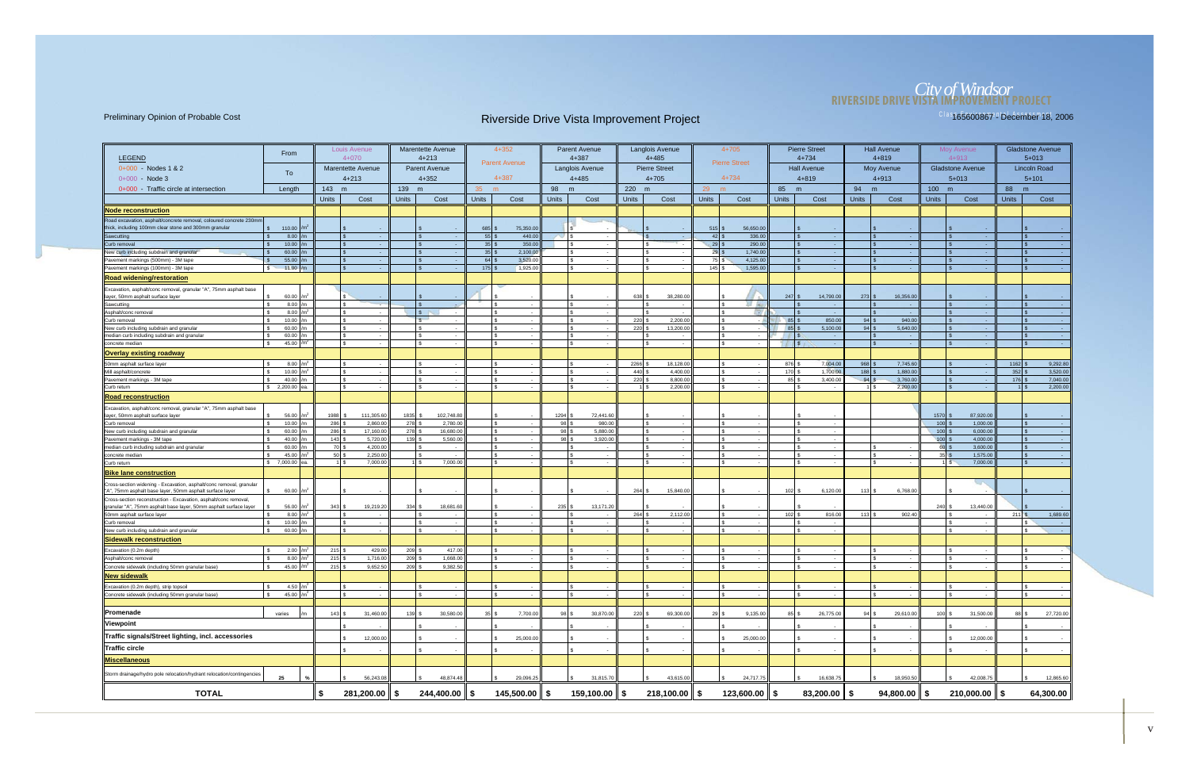City of Windsor
RIVERSIDE DRIVE VISTA IMPROVEMENT PROJECT

Preliminary Opinion of Probable Cost

# Riverside Drive Vista Improvement Project

165600867 - December 18, 2006

**LEGEND**
- 0+000 - Nodes 1 & 2
- 0+000 - Node 3
- 0+000 - Traffic circle at intersection

| From | | | Louis Avenue 4+070 | | Marentette Avenue 4+213 | | 4+352 Parent Avenue | | Parent Avenue 4+387 | | Langlois Avenue 4+485 | | 4+705 Pierre Street | | Pierre Street 4+734 | | Hall Avenue 4+819 | | Moy Avenue 4+913 | | Gladstone Avenue 5+013 | |
|---|---|---|---|---|---|---|---|---|---|---|---|---|---|---|---|---|---|---|---|---|---|---|
| To | | | Marentette Avenue 4+213 | | Parent Avenue 4+352 | | 4+387 | | Langlois Avenue 4+485 | | Pierre Street 4+705 | | 4+734 | | Hall Avenue 4+819 | | Moy Avenue 4+913 | | Gladstone Avenue 5+013 | | Lincoln Road 5+101 | |
| Length | | | 143 m | | 139 m | | 35 m | | 98 m | | 220 m | | 29 m | | 85 m | | 94 m | | 100 m | | 88 m | |
| | | | Units | Cost | Units | Cost | Units | Cost | Units | Cost | Units | Cost | Units | Cost | Units | Cost | Units | Cost | Units | Cost | Units | Cost |
| **Node reconstruction** | | | | | | | | | | | | | | | | | | | | | | |
| Road excavation, asphalt/concrete removal, coloured concrete 230mm thick, including 100mm clear stone and 300mm granular | $ 110.00 | m² | | $ - | | $ - | 685 | $ 75,350.00 | | $ - | | $ - | 515 | $ 56,650.00 | | $ - | | $ - | | $ - | | $ - |
| Sawcutting | $ 8.00 | /m | | $ - | | $ - | 55 | $ 440.00 | | $ - | | $ - | 42 | $ 336.00 | | $ - | | $ - | | $ - | | $ - |
| Curb removal | $ 10.00 | /m | | $ - | | $ - | 35 | $ 350.00 | | $ - | | $ - | 29 | $ 290.00 | | $ - | | $ - | | $ - | | $ - |
| New curb including subdrain and granular | $ 60.00 | /m | | $ - | | $ - | 35 | $ 2,100.00 | | $ - | | $ - | 29 | $ 1,740.00 | | $ - | | $ - | | $ - | | $ - |
| Pavement markings (500mm) - 3M tape | $ 55.00 | /m | | $ - | | $ - | 64 | $ 3,520.00 | | $ - | | $ - | 75 | $ 4,125.00 | | $ - | | $ - | | $ - | | $ - |
| Pavement markings (100mm) - 3M tape | $ 11.00 | /m | | $ - | | $ - | 175 | $ 1,925.00 | | $ - | | $ - | 145 | $ 1,595.00 | | $ - | | $ - | | $ - | | $ - |
| **Road widening/restoration** | | | | | | | | | | | | | | | | | | | | | | |
| Excavation, asphalt/conc removal, granular "A", 75mm asphalt base layer, 50mm asphalt surface layer | $ 60.00 | m² | | $ - | | $ - | | $ - | | $ - | 638 | $ 38,280.00 | | $ - | 247 | $ 14,790.00 | 273 | $ 16,356.00 | | $ - | | $ - |
| Sawcutting | $ 8.00 | /m | | $ - | | $ - | | $ - | | $ - | | $ - | | $ - | | $ - | | $ - | | $ - | | $ - |
| Asphalt/conc removal | $ 8.00 | m² | | $ - | | $ - | | $ - | | $ - | | $ - | | $ - | | $ - | | $ - | | $ - | | $ - |
| Curb removal | $ 10.00 | /m | | $ - | | $ - | | $ - | | $ - | 220 | $ 2,200.00 | | $ - | 85 | $ 850.00 | 94 | $ 940.00 | | $ - | | $ - |
| New curb including subdrain and granular | $ 60.00 | /m | | $ - | | $ - | | $ - | | $ - | 220 | $ 13,200.00 | | $ - | 85 | $ 5,100.00 | 94 | $ 5,640.00 | | $ - | | $ - |
| median curb including subdrain and granular | $ 60.00 | /m | | $ - | | $ - | | $ - | | $ - | | $ - | | $ - | | $ - | | $ - | | $ - | | $ - |
| concrete median | $ 45.00 | m² | | $ - | | $ - | | $ - | | $ - | | $ - | | $ - | | $ - | | $ - | | $ - | | $ - |
| **Overlay existing roadway** | | | | | | | | | | | | | | | | | | | | | | |
| 50mm asphalt surface layer | $ 8.00 | m² | | $ - | | $ - | | $ - | | $ - | 2266 | $ 18,128.00 | | $ - | 876 | $ 7,004.00 | 968 | $ 7,745.60 | | $ - | 1162 | $ 9,292.80 |
| Mill asphalt/concrete | $ 10.00 | m² | | $ - | | $ - | | $ - | | $ - | 440 | $ 4,400.00 | | $ - | 170 | $ 1,700.00 | 188 | $ 1,880.00 | | $ - | 352 | $ 3,520.00 |
| Pavement markings - 3M tape | $ 40.00 | /m | | $ - | | $ - | | $ - | | $ - | 220 | $ 8,800.00 | | $ - | 85 | $ 3,400.00 | 94 | $ 3,760.00 | | $ - | 176 | $ 7,040.00 |
| Curb return | $ 2,200.00 | ea. | | $ - | | $ - | | $ - | | $ - | 1 | $ 2,200.00 | | $ - | | $ - | 1 | $ 2,200.00 | | $ - | 1 | $ 2,200.00 |
| **Road reconstruction** | | | | | | | | | | | | | | | | | | | | | | |
| Excavation, asphalt/conc removal, granular "A", 75mm asphalt base layer, 50mm asphalt surface layer | $ 56.00 | m² | 1988 | $ 111,305.60 | 1835 | $ 102,748.80 | | $ - | 1294 | $ 72,441.60 | | $ - | | $ - | | $ - | | | 1570 | $ 87,920.00 | | $ - |
| Curb removal | $ 10.00 | /m | 286 | $ 2,860.00 | 278 | $ 2,780.00 | | $ - | 98 | $ 980.00 | | $ - | | $ - | | $ - | | | 100 | $ 1,000.00 | | $ - |
| New curb including subdrain and granular | $ 60.00 | /m | 286 | $ 17,160.00 | 278 | $ 16,680.00 | | $ - | 98 | $ 5,880.00 | | $ - | | $ - | | $ - | | | 100 | $ 6,000.00 | | $ - |
| Pavement markings - 3M tape | $ 40.00 | /m | 143 | $ 5,720.00 | 139 | $ 5,560.00 | | $ - | 98 | $ 3,920.00 | | $ - | | $ - | | $ - | | | 100 | $ 4,000.00 | | $ - |
| median curb including subdrain and granular | $ 60.00 | /m | 70 | $ 4,200.00 | | $ - | | $ - | | $ - | | $ - | | $ - | | $ - | | $ - | 60 | $ 3,600.00 | | $ - |
| concrete median | $ 45.00 | m² | 50 | $ 2,250.00 | | $ - | | $ - | | $ - | | $ - | | $ - | | $ - | | $ - | 35 | $ 1,575.00 | | $ - |
| Curb return | $ 7,000.00 | ea. | 1 | $ 7,000.00 | 1 | $ 7,000.00 | | $ - | | $ - | | $ - | | $ - | | $ - | | $ - | 1 | $ 7,000.00 | | $ - |
| **Bike lane construction** | | | | | | | | | | | | | | | | | | | | | | |
| Cross-section widening - Excavation, asphalt/conc removal, granular "A", 75mm asphalt base layer, 50mm asphalt surface layer | $ 60.00 | m² | | $ - | | $ - | | $ - | | $ - | 264 | $ 15,840.00 | | $ - | 102 | $ 6,120.00 | 113 | $ 6,768.00 | | $ - | | $ - |
| Cross-section reconstruction - Excavation, asphalt/conc removal, granular "A", 75mm asphalt base layer, 50mm asphalt surface layer | $ 56.00 | m² | 343 | $ 19,219.20 | 334 | $ 18,681.60 | | $ - | 235 | $ 13,171.20 | | $ - | | $ - | | $ - | | | 240 | $ 13,440.00 | | $ - |
| 50mm asphalt surface layer | $ 8.00 | m² | | $ - | | $ - | | $ - | | $ - | 264 | $ 2,112.00 | | $ - | 102 | $ 816.00 | 113 | $ 902.40 | | $ - | 211 | $ 1,689.60 |
| Curb removal | $ 10.00 | /m | | $ - | | $ - | | $ - | | $ - | | $ - | | $ - | | $ - | | | | $ - | | $ - |
| New curb including subdrain and granular | $ 60.00 | /m | | $ - | | $ - | | $ - | | $ - | | $ - | | $ - | | $ - | | | | $ - | | $ - |
| **Sidewalk reconstruction** | | | | | | | | | | | | | | | | | | | | | | |
| Excavation (0.2m depth) | $ 2.00 | m² | 215 | $ 429.00 | 209 | $ 417.00 | | $ - | | $ - | | $ - | | $ - | | $ - | | $ - | | $ - | | $ - |
| Asphalt/conc removal | $ 8.00 | m² | 215 | $ 1,716.00 | 209 | $ 1,668.00 | | $ - | | $ - | | $ - | | $ - | | $ - | | $ - | | $ - | | $ - |
| Concrete sidewalk (including 50mm granular base) | $ 45.00 | m² | 215 | $ 9,652.50 | 209 | $ 9,382.50 | | $ - | | $ - | | $ - | | $ - | | $ - | | $ - | | $ - | | $ - |
| **New sidewalk** | | | | | | | | | | | | | | | | | | | | | | |
| Excavation (0.2m depth), strip topsoil | $ 4.50 | m² | | $ - | | $ - | | $ - | | $ - | | $ - | | $ - | | $ - | | $ - | | $ - | | $ - |
| Concrete sidewalk (including 50mm granular base) | $ 45.00 | m² | | $ - | | $ - | | $ - | | $ - | | $ - | | $ - | | $ - | | $ - | | $ - | | $ - |
| **Promenade** | varies | /m | 143 | $ 31,460.00 | 139 | $ 30,580.00 | 35 | $ 7,700.00 | 98 | $ 30,870.00 | 220 | $ 69,300.00 | 29 | $ 9,135.00 | 85 | $ 26,775.00 | 94 | $ 29,610.00 | 100 | $ 31,500.00 | 88 | $ 27,720.00 |
| **Viewpoint** | | | | $ - | | $ - | | $ - | | $ - | | $ - | | $ - | | $ - | | $ - | | $ - | | $ - |
| **Traffic signals/Street lighting, incl. accessories** | | | | $ 12,000.00 | | $ - | | $ 25,000.00 | | $ - | | $ - | | $ 25,000.00 | | $ - | | $ - | | $ 12,000.00 | | $ - |
| **Traffic circle** | | | | $ - | | $ - | | $ - | | $ - | | $ - | | $ - | | $ - | | $ - | | $ - | | $ - |
| **Miscellaneous** | | | | | | | | | | | | | | | | | | | | | | |
| Storm drainage/hydro pole relocation/hydrant relocation/contingencies | 25 | % | | $ 56,243.08 | | $ 48,874.48 | | $ 29,096.25 | | $ 31,815.70 | | $ 43,615.00 | | $ 24,717.75 | | $ 16,638.75 | | $ 18,950.50 | | $ 42,008.75 | | $ 12,865.60 |
| **TOTAL** | | | | **$ 281,200.00** | | **$ 244,400.00** | | **$ 145,500.00** | | **$ 159,100.00** | | **$ 218,100.00** | | **$ 123,600.00** | | **$ 83,200.00** | | **$ 94,800.00** | | **$ 210,000.00** | | **$ 64,300.00** |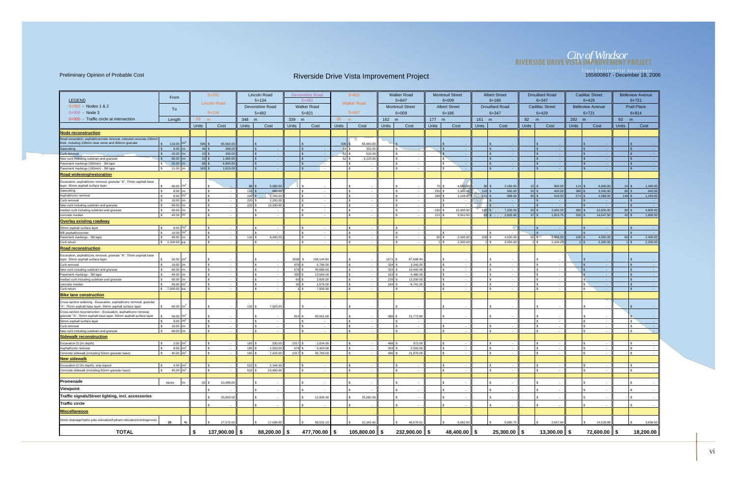Preliminary Opinion of Probable Cost

# Riverside Drive Vista Improvement Project

**City of Windsor**
**RIVERSIDE DRIVE VISTA IMPROVEMENT PROJECT**
Class Environmental Assessment
165600867 - December 18, 2006

| LEGEND | | | 5+101 | | Lincoln Road | | Devonshire Road | | 5+821 | | Walker Road | | Montreuil Street | | Albert Street | | Drouillard Road | | Cadillac Street | | Belleview Avenue | |
|---|---|---|---|---|---|---|---|---|---|---|---|---|---|---|---|---|---|---|---|---|---|---|
| 0+000 - Nodes 1 & 2 | From | | | | 5+134 | | 5+482 | | | | 5+847 | | 6+009 | | 6+186 | | 6+347 | | 6+429 | | 6+721 | |
| 0+000 - Node 3 | To | | Lincoln Road | | Devonshire Road | | Walker Road | | Walker Road | | Montreuil Street | | Albert Street | | Drouillard Road | | Cadillac Street | | Belleview Avenue | | Pratt Place | |
| 0+000 - Traffic circle at intersection | | | 5+134 | | 5+482 | | 5+821 | | 5+847 | | 6+009 | | 6+186 | | 6+347 | | 6+429 | | 6+721 | | 6+814 | |
| | Length | | 33 m | | 348 m | | 339 m | | 26 m | | 162 m | | 177 m | | 161 m | | 82 m | | 292 m | | 93 m | |
| | | | Units | Cost | Units | Cost | Units | Cost | Units | Cost | Units | Cost | Units | Cost | Units | Cost | Units | Cost | Units | Cost | Units | Cost |
| **Node reconstruction** | | | | | | | | | | | | | | | | | | | | | | |
| Road excavation, asphalt/concrete removal, coloured concrete 230mm thick, including 100mm clear stone and 300mm granular | $ 110.00 | /m² | 596 | $ 65,560.00 | | $ - | | $ - | 506 | $ 55,660.00 | | $ - | | $ - | | $ - | | $ - | | $ - | | $ - |
| Sawcutting | $ 8.00 | /m | 46 | $ 368.00 | | $ - | | $ - | 44 | $ 352.00 | | $ - | | $ - | | $ - | | $ - | | $ - | | $ - |
| Curb removal | $ 10.00 | /m | 33 | $ 330.00 | | $ - | | $ - | 52 | $ 520.00 | | $ - | | $ - | | $ - | | $ - | | $ - | | $ - |
| New curb including subdrain and granular | $ 60.00 | /m | 33 | $ 1,980.00 | | $ - | | $ - | 52 | $ 3,120.00 | | $ - | | $ - | | $ - | | $ - | | $ - | | $ - |
| Pavement markings (500mm) - 3M tape | $ 55.00 | /m | 88 | $ 4,840.00 | | $ - | | $ - | | $ - | | $ - | | $ - | | $ - | | $ - | | $ - | | $ - |
| Pavement markings (100mm) - 3M tape | $ 11.00 | /m | 165 | $ 1,815.00 | | $ - | | $ - | | $ - | | $ - | | $ - | | $ - | | $ - | | $ - | | $ - |
| **Road widening/restoration** | | | | | | | | | | | | | | | | | | | | | | |
| Excavation, asphalt/conc removal, granular "A", 75mm asphalt base layer, 50mm asphalt surface layer | $ 60.00 | /m² | | $ - | 88 | $ 5,280.00 | | $ - | | $ - | | $ - | 75 | $ 4,500.00 | 36 | $ 2,160.00 | 15 | $ 900.00 | 114 | $ 6,840.00 | 24 | $ 1,440.00 |
| Sawcutting | $ 8.00 | /m | | $ - | 110 | $ 880.00 | | $ - | | $ - | | $ - | 250 | $ 2,000.00 | 120 | $ 960.00 | 50 | $ 400.00 | 380 | $ 3,040.00 | 80 | $ 640.00 |
| Asphalt/conc removal | $ 8.00 | /m² | | $ - | 220 | $ 1,760.00 | | $ - | | $ - | | $ - | 389 | $ 3,108.00 | 111 | $ 888.00 | 65 | $ 518.00 | 574 | $ 4,588.00 | 148 | $ 1,184.00 |
| Curb removal | $ 10.00 | /m | | $ - | 220 | $ 2,200.00 | | $ - | | $ - | | $ - | | $ - | | $ - | | $ - | | $ - | | $ - |
| New curb including subdrain and granular | $ 60.00 | /m | | $ - | 220 | $ 13,200.00 | | $ - | | $ - | | $ - | | $ - | | $ - | | $ - | | $ - | | $ - |
| median curb including subdrain and granular | $ 60.00 | /m | | $ - | | $ - | | $ - | | $ - | | $ - | 250 | $ 15,000.00 | 120 | $ 7,200.00 | 50 | $ 3,000.00 | 380 | $ 22,800.00 | 80 | $ 4,800.00 |
| concrete median | $ 45.00 | /m² | | $ - | | $ - | | $ - | | $ - | | $ - | 221 | $ 9,922.50 | 63 | $ 2,835.00 | 37 | $ 1,653.75 | 326 | $ 14,647.50 | 42 | $ 1,890.00 |
| **Overlay existing roadway** | | | | | | | | | | | | | | | | | | | | | | |
| 50mm asphalt surface layer | $ 8.00 | /m² | | $ - | | $ - | | $ - | | $ - | | $ - | | | | | | $ - | | $ - | | $ - |
| Mill asphalt/concrete | $ 10.00 | /m² | | $ - | | $ - | | $ - | | $ - | | $ - | | $ - | | $ - | | $ - | | $ - | | $ - |
| Pavement markings - 3M tape | $ 40.00 | /m | | $ - | 110 | $ 4,400.00 | | $ - | | $ - | | $ - | 50 | $ 2,000.00 | 100 | $ 4,000.00 | 50 | $ 2,000.00 | 100 | $ 4,000.00 | 60 | $ 2,400.00 |
| Curb return | $ 2,200.00 | ea. | | $ - | | $ - | | $ - | | $ - | | $ - | 1 | $ 2,200.00 | 1 | $ 2,200.00 | 1 | $ 2,200.00 | 1 | $ 2,200.00 | 1 | $ 2,200.00 |
| **Road reconstruction** | | | | | | | | | | | | | | | | | | | | | | |
| Excavation, asphalt/conc removal, granular "A", 75mm asphalt base layer, 50mm asphalt surface layer | $ 56.00 | /m² | | $ - | | $ - | 3538 | $ 198,144.80 | | $ - | 1571 | $ 87,998.40 | | $ - | | $ - | | $ - | | $ - | | $ - |
| Curb removal | $ 10.00 | /m | | $ - | | $ - | 678 | $ 6,780.00 | | $ - | 324 | $ 3,240.00 | | $ - | | $ - | | $ - | | $ - | | $ - |
| New curb including subdrain and granular | $ 60.00 | /m | | $ - | | $ - | 678 | $ 40,680.00 | | $ - | 324 | $ 19,440.00 | | $ - | | $ - | | $ - | | $ - | | $ - |
| Pavement markings - 3M tape | $ 40.00 | /m | | $ - | | $ - | 339 | $ 13,560.00 | | $ - | 162 | $ 6,480.00 | | $ - | | $ - | | $ - | | $ - | | $ - |
| median curb including subdrain and granular | $ 60.00 | /m | | $ - | | $ - | 60 | $ 3,600.00 | | $ - | 220 | $ 13,200.00 | | $ - | | $ - | | $ - | | $ - | | $ - |
| concrete median | $ 45.00 | /m² | | $ - | | $ - | 35 | $ 1,575.00 | | $ - | 194 | $ 8,741.25 | | $ - | | $ - | | $ - | | $ - | | $ - |
| Curb return | $ 7,000.00 | ea. | | $ - | | $ - | 1 | $ 7,000.00 | | $ - | | $ - | | $ - | | $ - | | $ - | | $ - | | $ - |
| **Bike lane construction** | | | | | | | | | | | | | | | | | | | | | | |
| Cross-section widening - Excavation, asphalt/conc removal, granular "A", 75mm asphalt base layer, 50mm asphalt surface layer | $ 60.00 | /m² | | $ - | 132 | $ 7,920.00 | | $ - | | $ - | | $ - | | $ - | | $ - | | $ - | | $ - | | $ - |
| Cross-section reconstruction - Excavation, asphalt/conc removal, granular "A", 75mm asphalt base layer, 50mm asphalt surface layer | $ 56.00 | /m² | | $ - | | $ - | 814 | $ 45,561.60 | | $ - | 389 | $ 21,772.80 | | $ - | | $ - | | $ - | | $ - | | $ - |
| 50mm asphalt surface layer | $ 8.00 | /m² | | $ - | | $ - | | $ - | | $ - | | $ - | | | | | | $ - | | $ - | | $ - |
| Curb removal | $ 10.00 | /m | | $ - | | $ - | | $ - | | $ - | | $ - | | $ - | | $ - | | $ - | | $ - | | $ - |
| New curb including subdrain and granular | $ 60.00 | /m | | $ - | | $ - | | $ - | | $ - | | $ - | | $ - | | $ - | | $ - | | $ - | | $ - |
| **Sidewalk reconstruction** | | | | | | | | | | | | | | | | | | | | | | |
| Excavation (0.2m depth) | $ 2.00 | /m² | | $ - | 165 | $ 330.00 | 1017 | $ 2,034.00 | | $ - | 486 | $ 972.00 | | $ - | | $ - | | $ - | | $ - | | $ - |
| Asphalt/conc removal | $ 8.00 | /m² | | $ - | 165 | $ 1,320.00 | 678 | $ 5,424.00 | | $ - | 324 | $ 2,592.00 | | $ - | | $ - | | $ - | | $ - | | $ - |
| Concrete sidewalk (including 50mm granular base) | $ 45.00 | /m² | | $ - | 165 | $ 7,425.00 | 1017 | $ 45,765.00 | | $ - | 486 | $ 21,870.00 | | $ - | | $ - | | $ - | | $ - | | $ - |
| **New sidewalk** | | | | | | | | | | | | | | | | | | | | | | |
| Excavation (0.2m depth), strip topsoil | $ 4.50 | /m² | | $ - | 522 | $ 2,349.00 | | $ - | | $ - | | $ - | | $ - | | $ - | | $ - | | $ - | | $ - |
| Concrete sidewalk (including 50mm granular base) | $ 45.00 | /m² | | $ - | 522 | $ 23,490.00 | | $ - | | $ - | | $ - | | $ - | | $ - | | $ - | | $ - | | $ - |
| **Promenade** | varies | /m | 33 | $ 10,395.00 | | $ - | | $ - | | $ - | | $ - | | $ - | | $ - | | $ - | | $ - | | $ - |
| **Viewpoint** | | | | $ - | | $ - | | $ - | | $ - | | $ - | | $ - | | $ - | | $ - | | $ - | | $ - |
| **Traffic signals/Street lighting, incl. accessories** | | | | $ 25,000.00 | | $ - | | $ 12,000.00 | | $ 25,000.00 | | $ - | | $ - | | $ - | | $ - | | $ - | | $ - |
| **Traffic circle** | | | | $ - | | $ - | | $ - | | $ - | | $ - | | $ - | | $ - | | $ - | | $ - | | $ - |
| **Miscellaneous** | | | | | | | | | | | | | | | | | | | | | | |
| Storm drainage/hydro pole relocation/hydrant relocation/contingencies | 25 | % | | $ 27,572.00 | | $ 17,638.50 | | $ 95,531.10 | | $ 21,163.00 | | $ 46,576.61 | | $ 9,682.63 | | $ 5,060.75 | | $ 2,667.94 | | $ 14,528.88 | | $ 3,638.50 |
| **TOTAL** | | | | **$ 137,900.00** | | **$ 88,200.00** | | **$ 477,700.00** | | **$ 105,800.00** | | **$ 232,900.00** | | **$ 48,400.00** | | **$ 25,300.00** | | **$ 13,300.00** | | **$ 72,600.00** | | **$ 18,200.00** |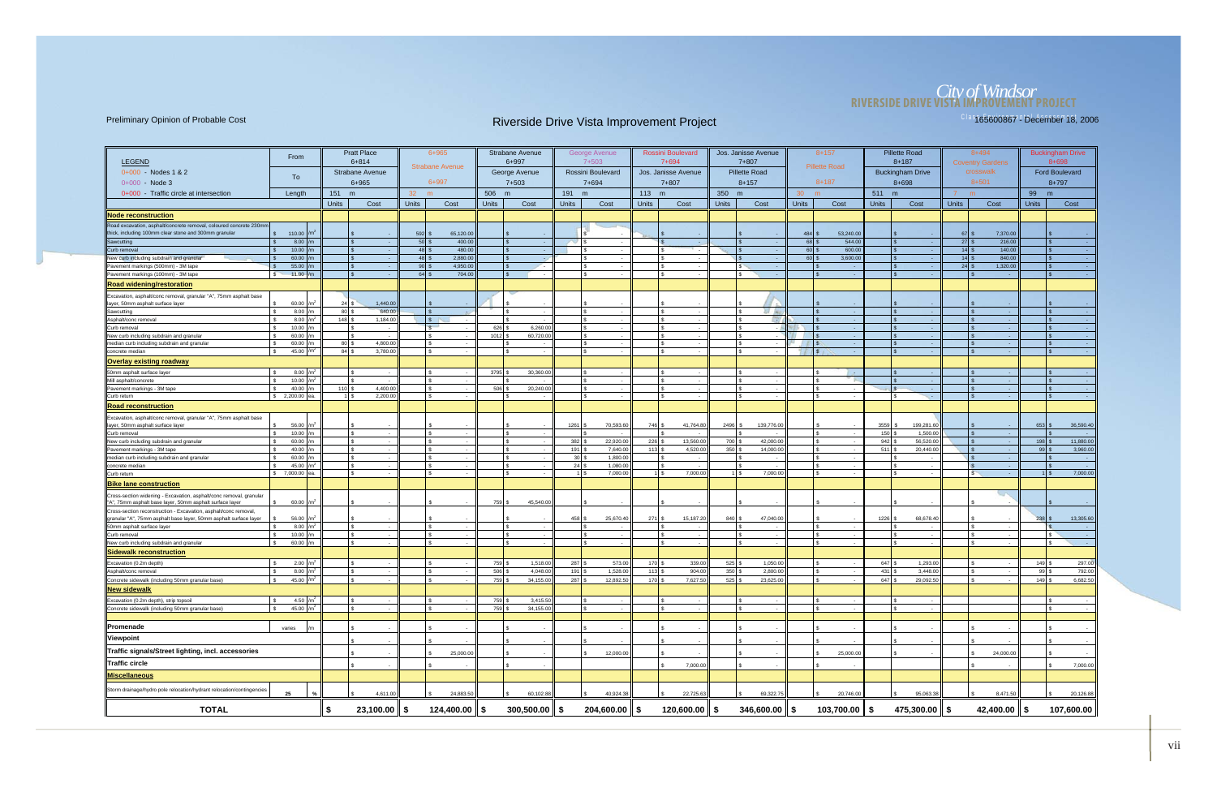**City of Windsor**
**RIVERSIDE DRIVE VISTA IMPROVEMENT PROJECT**

Preliminary Opinion of Probable Cost

# Riverside Drive Vista Improvement Project

165600867 - December 18, 2006

| LEGEND | From | | Pratt Place 6+814 | | 6+965 Strabane Avenue | | Strabane Avenue 6+997 | | George Avenue 7+503 | | Rossini Boulevard 7+694 | | Jos. Janisse Avenue 7+807 | | 8+157 Pillette Road | | Pillette Road 8+187 | | 8+494 Coventry Gardens | | Buckingham Drive 8+698 | |
|---|---|---|---|---|---|---|---|---|---|---|---|---|---|---|---|---|---|---|---|---|---|---|
| 0+000 - Nodes 1 & 2<br>0+000 - Node 3 | To | | Strabane Avenue 6+965 | | 6+997 | | George Avenue 7+503 | | Rossini Boulevard 7+694 | | Jos. Janisse Avenue 7+807 | | Pillette Road 8+157 | | 8+187 | | Buckingham Drive 8+698 | | crosswalk 8+501 | | Ford Boulevard 8+797 | |
| 0+000 - Traffic circle at intersection | Length | | 151 m | | 32 m | | 506 m | | 191 m | | 113 m | | 350 m | | 30 m | | 511 m | | 7 m | | 99 m | |
| | | | Units | Cost | Units | Cost | Units | Cost | Units | Cost | Units | Cost | Units | Cost | Units | Cost | Units | Cost | Units | Cost | Units | Cost |
| **Node reconstruction** | | | | | | | | | | | | | | | | | | | | | | |
| Road excavation, asphalt/concrete removal, coloured concrete 230mm thick, including 100mm clear stone and 300mm granular | $ 110.00 | m² | | $ - | 592 | $ 65,120.00 | | $ - | | $ - | | $ - | | $ - | 484 | $ 53,240.00 | | $ - | 67 | $ 7,370.00 | | $ - |
| Sawcutting | $ 8.00 | m | | $ - | 50 | $ 400.00 | | $ - | | $ - | | $ - | | $ - | 68 | $ 544.00 | | $ - | 27 | $ 216.00 | | $ - |
| Curb removal | $ 10.00 | m | | $ - | 48 | $ 480.00 | | $ - | | $ - | | $ - | | $ - | 60 | $ 600.00 | | $ - | 14 | $ 140.00 | | $ - |
| New curb including subdrain and granular | $ 60.00 | m | | $ - | 48 | $ 2,880.00 | | $ - | | $ - | | $ - | | $ - | 60 | $ 3,600.00 | | $ - | 14 | $ 840.00 | | $ - |
| Pavement markings (500mm) - 3M tape | $ 55.00 | m | | $ - | 90 | $ 4,950.00 | | $ - | | $ - | | $ - | | $ - | | $ - | | $ - | 24 | $ 1,320.00 | | $ - |
| Pavement markings (100mm) - 3M tape | $ 11.00 | m | | $ - | 64 | $ 704.00 | | $ - | | $ - | | $ - | | $ - | | $ - | | $ - | | $ - | | $ - |
| **Road widening/restoration** | | | | | | | | | | | | | | | | | | | | | | |
| Excavation, asphalt/conc removal, granular "A", 75mm asphalt base layer, 50mm asphalt surface layer | $ 60.00 | m² | 24 | $ 1,440.00 | | $ - | | $ - | | $ - | | $ - | | $ - | | $ - | | $ - | | $ - | | $ - |
| Sawcutting | $ 8.00 | m | 80 | $ 640.00 | | $ - | | $ - | | $ - | | $ - | | $ - | | $ - | | $ - | | $ - | | $ - |
| Asphalt/conc removal | $ 8.00 | m² | 148 | $ 1,184.00 | | $ - | | $ - | | $ - | | $ - | | $ - | | $ - | | $ - | | $ - | | $ - |
| Curb removal | $ 10.00 | m | | $ - | | $ - | 626 | $ 6,260.00 | | $ - | | $ - | | $ - | | $ - | | $ - | | $ - | | $ - |
| New curb including subdrain and granular | $ 60.00 | m | | $ - | | $ - | 1012 | $ 60,720.00 | | $ - | | $ - | | $ - | | $ - | | $ - | | $ - | | $ - |
| median curb including subdrain and granular | $ 60.00 | m | 80 | $ 4,800.00 | | $ - | | $ - | | $ - | | $ - | | $ - | | $ - | | $ - | | $ - | | $ - |
| concrete median | $ 45.00 | m² | 84 | $ 3,780.00 | | $ - | | $ - | | $ - | | $ - | | $ - | | $ - | | $ - | | $ - | | $ - |
| **Overlay existing roadway** | | | | | | | | | | | | | | | | | | | | | | |
| 50mm asphalt surface layer | $ 8.00 | m² | | $ - | | $ - | 3795 | $ 30,360.00 | | $ - | | $ - | | $ - | | $ - | | $ - | | $ - | | $ - |
| Mill asphalt/concrete | $ 10.00 | m² | | $ - | | $ - | | $ - | | $ - | | $ - | | $ - | | $ - | | $ - | | $ - | | $ - |
| Pavement markings - 3M tape | $ 40.00 | m | 110 | $ 4,400.00 | | $ - | 506 | $ 20,240.00 | | $ - | | $ - | | $ - | | $ - | | $ - | | $ - | | $ - |
| Curb return | $ 2,200.00 | ea. | 1 | $ 2,200.00 | | $ - | | $ - | | $ - | | $ - | | $ - | | $ - | | $ - | | $ - | | $ - |
| **Road reconstruction** | | | | | | | | | | | | | | | | | | | | | | |
| Excavation, asphalt/conc removal, granular "A", 75mm asphalt base layer, 50mm asphalt surface layer | $ 56.00 | m² | | $ - | | $ - | | $ - | 1261 | $ 70,593.60 | 746 | $ 41,764.80 | 2496 | $ 139,776.00 | | $ - | 3559 | $ 199,281.60 | | $ - | 653 | $ 36,590.40 |
| Curb removal | $ 10.00 | m | | $ - | | $ - | | $ - | | $ - | | $ - | | $ - | | $ - | 150 | $ 1,500.00 | | $ - | | $ - |
| New curb including subdrain and granular | $ 60.00 | m | | $ - | | $ - | | $ - | 382 | $ 22,920.00 | 226 | $ 13,560.00 | 700 | $ 42,000.00 | | $ - | 942 | $ 56,520.00 | | $ - | 198 | $ 11,880.00 |
| Pavement markings - 3M tape | $ 40.00 | m | | $ - | | $ - | | $ - | 191 | $ 7,640.00 | 113 | $ 4,520.00 | 350 | $ 14,000.00 | | $ - | 511 | $ 20,440.00 | | $ - | 99 | $ 3,960.00 |
| median curb including subdrain and granular | $ 60.00 | m | | $ - | | $ - | | $ - | 30 | $ 1,800.00 | | $ - | | $ - | | $ - | | $ - | | $ - | | $ - |
| concrete median | $ 45.00 | m² | | $ - | | $ - | | $ - | 24 | $ 1,080.00 | | $ - | | $ - | | $ - | | $ - | | $ - | | $ - |
| Curb return | $ 7,000.00 | ea. | | $ - | | $ - | | $ - | 1 | $ 7,000.00 | 1 | $ 7,000.00 | 1 | $ 7,000.00 | | $ - | | $ - | | $ - | 1 | $ 7,000.00 |
| **Bike lane construction** | | | | | | | | | | | | | | | | | | | | | | |
| Cross-section widening - Excavation, asphalt/conc removal, granular "A", 75mm asphalt base layer, 50mm asphalt surface layer | $ 60.00 | m² | | $ - | | $ - | 759 | $ 45,540.00 | | $ - | | $ - | | $ - | | $ - | | $ - | | $ - | | $ - |
| Cross-section reconstruction - Excavation, asphalt/conc removal, granular "A", 75mm asphalt base layer, 50mm asphalt surface layer | $ 56.00 | m² | | $ - | | $ - | | $ - | 458 | $ 25,670.40 | 271 | $ 15,187.20 | 840 | $ 47,040.00 | | $ - | 1226 | $ 68,678.40 | | $ - | 238 | $ 13,305.60 |
| 50mm asphalt surface layer | $ 8.00 | m² | | $ - | | $ - | | $ - | | $ - | | $ - | | $ - | | $ - | | $ - | | $ - | | $ - |
| Curb removal | $ 10.00 | m | | $ - | | $ - | | $ - | | $ - | | $ - | | $ - | | $ - | | $ - | | $ - | | $ - |
| New curb including subdrain and granular | $ 60.00 | m | | $ - | | $ - | | $ - | | $ - | | $ - | | $ - | | $ - | | $ - | | $ - | | $ - |
| **Sidewalk reconstruction** | | | | | | | | | | | | | | | | | | | | | | |
| Excavation (0.2m depth) | $ 2.00 | m² | | $ - | | $ - | 759 | $ 1,518.00 | 287 | $ 573.00 | 170 | $ 339.00 | 525 | $ 1,050.00 | | $ - | 647 | $ 1,293.00 | | $ - | 149 | $ 297.00 |
| Asphalt/conc removal | $ 8.00 | m² | | $ - | | $ - | 506 | $ 4,048.00 | 191 | $ 1,528.00 | 113 | $ 904.00 | 350 | $ 2,800.00 | | $ - | 431 | $ 3,448.00 | | $ - | 99 | $ 792.00 |
| Concrete sidewalk (including 50mm granular base) | $ 45.00 | m² | | $ - | | $ - | 759 | $ 34,155.00 | 287 | $ 12,892.50 | 170 | $ 7,627.50 | 525 | $ 23,625.00 | | $ - | 647 | $ 29,092.50 | | $ - | 149 | $ 6,682.50 |
| **New sidewalk** | | | | | | | | | | | | | | | | | | | | | | |
| Excavation (0.2m depth), strip topsoil | $ 4.50 | m² | | $ - | | $ - | 759 | $ 3,415.50 | | $ - | | $ - | | $ - | | $ - | | $ - | | | | $ - |
| Concrete sidewalk (including 50mm granular base) | $ 45.00 | m² | | $ - | | $ - | 759 | $ 34,155.00 | | $ - | | $ - | | $ - | | $ - | | $ - | | | | $ - |
| **Promenade** | varies | /m | | $ - | | $ - | | $ - | | $ - | | $ - | | $ - | | $ - | | $ - | | $ - | | $ - |
| **Viewpoint** | | | | $ - | | $ - | | $ - | | $ - | | $ - | | $ - | | $ - | | $ - | | $ - | | $ - |
| **Traffic signals/Street lighting, incl. accessories** | | | | $ - | | $ 25,000.00 | | $ - | | $ 12,000.00 | | $ - | | $ - | | $ 25,000.00 | | $ - | | $ 24,000.00 | | $ - |
| **Traffic circle** | | | | $ - | | $ - | | $ - | | | | $ 7,000.00 | | $ - | | $ - | | | | $ - | | $ 7,000.00 |
| **Miscellaneous** | | | | | | | | | | | | | | | | | | | | | | |
| Storm drainage/hydro pole relocation/hydrant relocation/contingencies | 25 | % | | $ 4,611.00 | | $ 24,883.50 | | $ 60,102.88 | | $ 40,924.38 | | $ 22,725.63 | | $ 69,322.75 | | $ 20,746.00 | | $ 95,063.38 | | $ 8,471.50 | | $ 20,126.88 |
| **TOTAL** | | | | **$ 23,100.00** | | **$ 124,400.00** | | **$ 300,500.00** | | **$ 204,600.00** | | **$ 120,600.00** | | **$ 346,600.00** | | **$ 103,700.00** | | **$ 475,300.00** | | **$ 42,400.00** | | **$ 107,600.00** |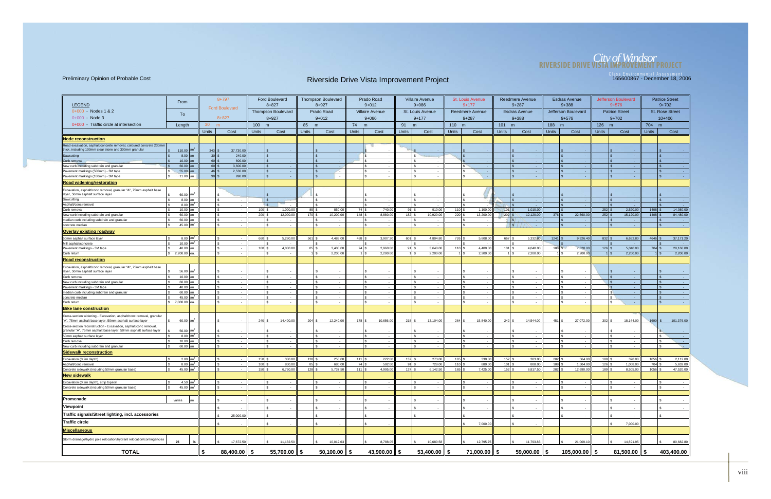# Preliminary Opinion of Probable Cost

## Riverside Drive Vista Improvement Project

City of Windsor
RIVERSIDE DRIVE VISTA IMPROVEMENT PROJECT
Class Environmental Assessment
165600867 - December 18, 2006

| LEGEND | From | | 8+797 | | Ford Boulevard | | Thompson Boulevard | | Prado Road | | Villaire Avenue | | St. Louis Avenue | | Reedmere Avenue | | Esdras Avenue | | Jefferson Boulevard | | Patrice Street | |
|---|---|---|---|---|---|---|---|---|---|---|---|---|---|---|---|---|---|---|---|---|---|---|
| | | | Ford Boulevard | | 8+827 | | 8+927 | | 9+012 | | 9+086 | | 9+177 | | 9+287 | | 9+388 | | 9+576 | | 9+702 | |
| 0+000 - Nodes 1 & 2 | To | | | | Thompson Boulevard | | Prado Road | | Villaire Avenue | | St. Louis Avenue | | Reedmere Avenue | | Esdras Avenue | | Jefferson Boulevard | | Patrice Street | | St. Rose Street | |
| 0+000 - Node 3 | | | 8+827 | | 8+927 | | 9+012 | | 9+086 | | 9+177 | | 9+287 | | 9+388 | | 9+576 | | 9+702 | | 10+406 | |
| 0+000 - Traffic circle at intersection | Length | | 30 m | | 100 m | | 85 m | | 74 m | | 91 m | | 110 m | | 101 m | | 188 m | | 126 m | | 704 m | |
| | | | Units | Cost | Units | Cost | Units | Cost | Units | Cost | Units | Cost | Units | Cost | Units | Cost | Units | Cost | Units | Cost | Units | Cost |
| **Node reconstruction** | | | | | | | | | | | | | | | | | | | | | | |
| Road excavation, asphalt/concrete removal, coloured concrete 230mm thick, including 100mm clear stone and 300mm granular | $ 110.00 | /m² | 343 | $ 37,730.00 | | $ - | | $ - | | $ - | | $ - | | $ - | | $ - | | $ - | | $ - | | $ - |
| Sawcutting | $ 8.00 | /m | 30 | $ 240.00 | | $ - | | $ - | | $ - | | $ - | | $ - | | $ - | | $ - | | $ - | | $ - |
| Curb removal | $ 10.00 | /m | 60 | $ 600.00 | | $ - | | $ - | | $ - | | $ - | | $ - | | $ - | | $ - | | $ - | | $ - |
| New curb including subdrain and granular | $ 60.00 | /m | 60 | $ 3,600.00 | | $ - | | $ - | | $ - | | $ - | | $ - | | $ - | | $ - | | $ - | | $ - |
| Pavement markings (500mm) - 3M tape | $ 55.00 | /m | 46 | $ 2,530.00 | | $ - | | $ - | | $ - | | $ - | | $ - | | $ - | | $ - | | $ - | | $ - |
| Pavement markings (100mm) - 3M tape | $ 11.00 | /m | 90 | $ 990.00 | | $ - | | $ - | | $ - | | $ - | | $ - | | $ - | | $ - | | $ - | | $ - |
| **Road widening/restoration** | | | | | | | | | | | | | | | | | | | | | | |
| Excavation, asphalt/conc removal, granular "A", 75mm asphalt base layer, 50mm asphalt surface layer | $ 60.00 | /m² | | $ - | | $ - | | $ - | | $ - | | $ - | | $ - | | $ - | | $ - | | $ - | | $ - |
| Sawcutting | $ 8.00 | /m | | $ - | | $ - | | $ - | | $ - | | $ - | | $ - | | $ - | | $ - | | $ - | | $ - |
| Asphalt/conc removal | $ 8.00 | /m² | | $ - | | $ - | | $ - | | $ - | | $ - | | $ - | | $ - | | $ - | | $ - | | $ - |
| Curb removal | $ 10.00 | /m | | $ - | 100 | $ 1,000.00 | 85 | $ 850.00 | 74 | $ 740.00 | 91 | $ 910.00 | 110 | $ 1,100.00 | 101 | $ 1,010.00 | | $ - | 252 | $ 2,520.00 | 1408 | $ 14,080.00 |
| New curb including subdrain and granular | $ 60.00 | /m | | $ - | 200 | $ 12,000.00 | 170 | $ 10,200.00 | 148 | $ 8,880.00 | 182 | $ 10,920.00 | 220 | $ 13,200.00 | 202 | $ 12,120.00 | 376 | $ 22,560.00 | 252 | $ 15,120.00 | 1408 | $ 84,480.00 |
| median curb including subdrain and granular | $ 60.00 | /m | | $ - | | $ - | | $ - | | $ - | | $ - | | $ - | | $ - | | $ - | | $ - | | $ - |
| concrete median | $ 45.00 | /m² | | $ - | | $ - | | $ - | | $ - | | $ - | | $ - | | $ - | | $ - | | $ - | | $ - |
| **Overlay existing roadway** | | | | | | | | | | | | | | | | | | | | | | |
| 50mm asphalt surface layer | $ 8.00 | /m² | | $ - | 660 | $ 5,280.00 | 561 | $ 4,488.00 | 488 | $ 3,907.20 | 601 | $ 4,804.80 | 726 | $ 5,808.00 | 667 | $ 5,332.80 | 1241 | $ 9,926.40 | 832 | $ 6,652.80 | 4646 | $ 37,171.20 |
| Mill asphalt/concrete | $ 10.00 | /m² | | $ - | | $ - | | $ - | | $ - | | $ - | | $ - | | $ - | | $ - | | $ - | | $ - |
| Pavement markings - 3M tape | $ 40.00 | /m | | $ - | 100 | $ 4,000.00 | 85 | $ 3,400.00 | 74 | $ 2,960.00 | 91 | $ 3,640.00 | 110 | $ 4,400.00 | 101 | $ 4,040.00 | 188 | $ 7,520.00 | 126 | $ 5,040.00 | 704 | $ 28,160.00 |
| Curb return | $ 2,200.00 | ea. | | $ - | | $ - | 1 | $ 2,200.00 | 1 | $ 2,200.00 | 1 | $ 2,200.00 | 1 | $ 2,200.00 | 1 | $ 2,200.00 | 1 | $ 2,200.00 | 1 | $ 2,200.00 | 1 | $ 2,200.00 |
| **Road reconstruction** | | | | | | | | | | | | | | | | | | | | | | |
| Excavation, asphalt/conc removal, granular "A", 75mm asphalt base layer, 50mm asphalt surface layer | $ 56.00 | /m² | | $ - | | $ - | | $ - | | $ - | | $ - | | $ - | | $ - | | $ - | | $ - | | $ - |
| Curb removal | $ 10.00 | /m | | $ - | | $ - | | $ - | | $ - | | $ - | | $ - | | $ - | | $ - | | $ - | | $ - |
| New curb including subdrain and granular | $ 60.00 | /m | | $ - | | $ - | | $ - | | $ - | | $ - | | $ - | | $ - | | $ - | | $ - | | $ - |
| Pavement markings - 3M tape | $ 40.00 | /m | | $ - | | $ - | | $ - | | $ - | | $ - | | $ - | | $ - | | $ - | | $ - | | $ - |
| median curb including subdrain and granular | $ 60.00 | /m | | $ - | | $ - | | $ - | | $ - | | $ - | | $ - | | $ - | | $ - | | $ - | | $ - |
| concrete median | $ 45.00 | /m² | | $ - | | $ - | | $ - | | $ - | | $ - | | $ - | | $ - | | $ - | | $ - | | $ - |
| Curb return | $ 7,000.00 | ea. | | $ - | | $ - | | $ - | | $ - | | $ - | | $ - | | $ - | | $ - | | $ - | | $ - |
| **Bike lane construction** | | | | | | | | | | | | | | | | | | | | | | |
| Cross-section widening - Excavation, asphalt/conc removal, granular "A", 75mm asphalt base layer, 50mm asphalt surface layer | $ 60.00 | /m² | | $ - | 240 | $ 14,400.00 | 204 | $ 12,240.00 | 178 | $ 10,656.00 | 218 | $ 13,104.00 | 264 | $ 15,840.00 | 242 | $ 14,544.00 | 451 | $ 27,072.00 | 302 | $ 18,144.00 | 1690 | $ 101,376.00 |
| Cross-section reconstruction - Excavation, asphalt/conc removal, granular "A", 75mm asphalt base layer, 50mm asphalt surface layer | $ 56.00 | /m² | | $ - | | $ - | | $ - | | $ - | | $ - | | $ - | | $ - | | $ - | | $ - | | $ - |
| 50mm asphalt surface layer | $ 8.00 | /m² | | $ - | | $ - | | $ - | | $ - | | $ - | | $ - | | $ - | | $ - | | $ - | | $ - |
| Curb removal | $ 10.00 | /m | | $ - | | $ - | | $ - | | $ - | | $ - | | $ - | | $ - | | $ - | | $ - | | $ - |
| New curb including subdrain and granular | $ 60.00 | /m | | $ - | | $ - | | $ - | | $ - | | $ - | | $ - | | $ - | | $ - | | $ - | | $ - |
| **Sidewalk reconstruction** | | | | | | | | | | | | | | | | | | | | | | |
| Excavation (0.2m depth) | $ 2.00 | /m² | | $ - | 150 | $ 300.00 | 128 | $ 255.00 | 111 | $ 222.00 | 137 | $ 273.00 | 165 | $ 330.00 | 152 | $ 303.00 | 282 | $ 564.00 | 189 | $ 378.00 | 1056 | $ 2,112.00 |
| Asphalt/conc removal | $ 8.00 | /m² | | $ - | 100 | $ 800.00 | 85 | $ 680.00 | 74 | $ 592.00 | 91 | $ 728.00 | 110 | $ 880.00 | 101 | $ 808.00 | 188 | $ 1,504.00 | 126 | $ 1,008.00 | 704 | $ 5,632.00 |
| Concrete sidewalk (including 50mm granular base) | $ 45.00 | /m² | | $ - | 150 | $ 6,750.00 | 128 | $ 5,737.50 | 111 | $ 4,995.00 | 137 | $ 6,142.50 | 165 | $ 7,425.00 | 152 | $ 6,817.50 | 282 | $ 12,690.00 | 189 | $ 8,505.00 | 1056 | $ 47,520.00 |
| **New sidewalk** | | | | | | | | | | | | | | | | | | | | | | |
| Excavation (0.2m depth), strip topsoil | $ 4.50 | /m² | | $ - | | $ - | | $ - | | $ - | | $ - | | $ - | | $ - | | $ - | | $ - | | $ - |
| Concrete sidewalk (including 50mm granular base) | $ 45.00 | /m² | | $ - | | $ - | | $ - | | $ - | | $ - | | $ - | | $ - | | $ - | | $ - | | $ - |
| **Promenade** | varies | /m | | $ - | | $ - | | $ - | | $ - | | $ - | | $ - | | $ - | | $ - | | $ - | | $ - |
| **Viewpoint** | | | | $ - | | $ - | | $ - | | $ - | | $ - | | $ - | | $ - | | $ - | | $ - | | $ - |
| **Traffic signals/Street lighting, incl. accessories** | | | | $ 25,000.00 | | $ - | | $ - | | $ - | | $ - | | $ - | | $ - | | $ - | | $ - | | $ - |
| **Traffic circle** | | | | $ - | | $ - | | $ - | | $ - | | $ - | | $ 7,000.00 | | $ - | | $ - | | $ 7,000.00 | | $ - |
| **Miscellaneous** | | | | | | | | | | | | | | | | | | | | | | |
| Storm drainage/hydro pole relocation/hydrant relocation/contingencies | 25 | % | | $ 17,672.50 | | $ 11,132.50 | | $ 10,012.63 | | $ 8,788.05 | | $ 10,680.58 | | $ 12,795.75 | | $ 11,793.83 | | $ 21,009.10 | | $ 14,891.95 | | $ 80,682.80 |
| **TOTAL** | | | | **$ 88,400.00** | | **$ 55,700.00** | | **$ 50,100.00** | | **$ 43,900.00** | | **$ 53,400.00** | | **$ 71,000.00** | | **$ 59,000.00** | | **$ 105,000.00** | | **$ 81,500.00** | | **$ 403,400.00** |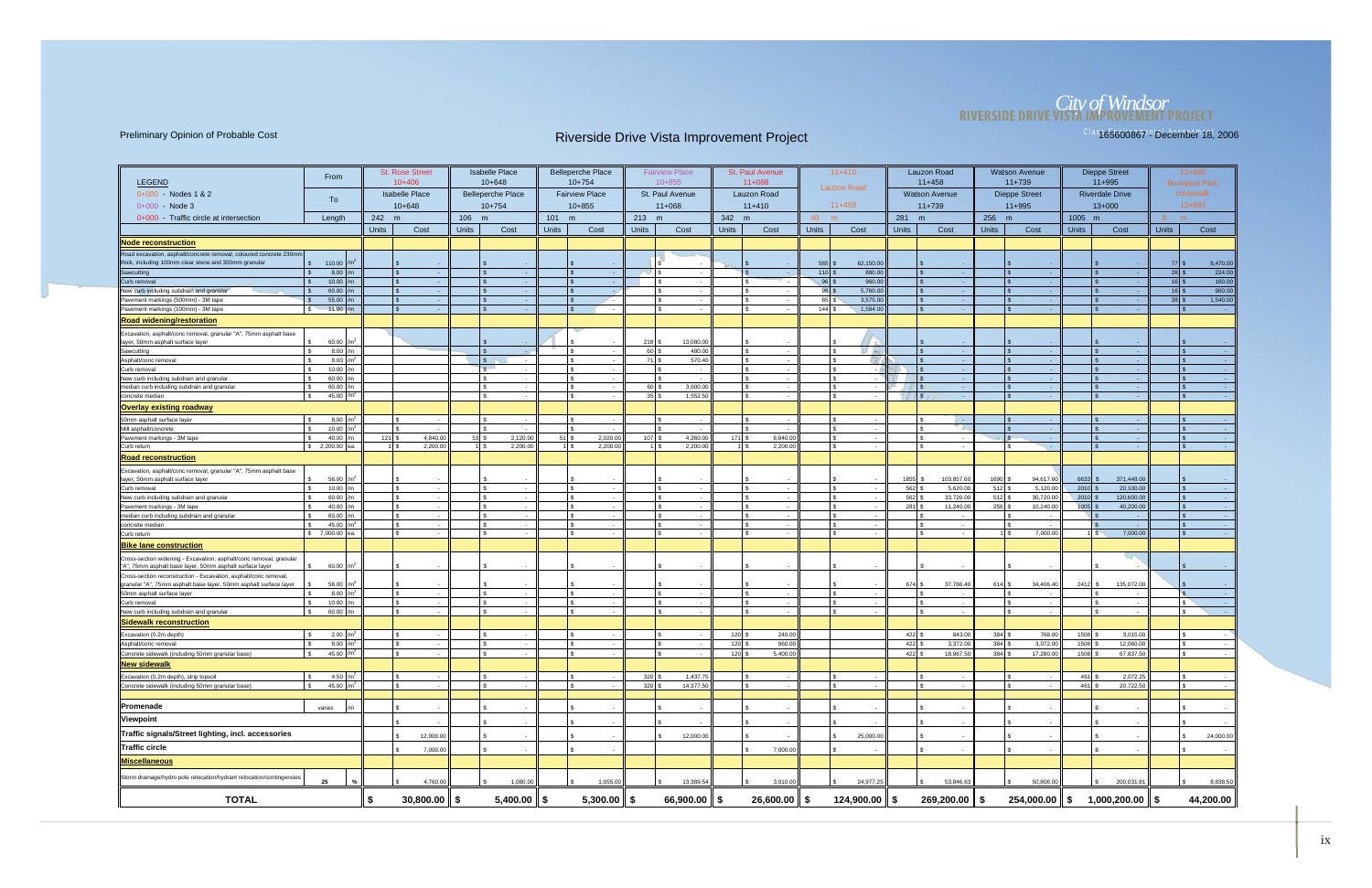**City of Windsor**
**RIVERSIDE DRIVE VISTA IMPROVEMENT PROJECT**

165600867 - December 18, 2006

# Preliminary Opinion of Probable Cost

## Riverside Drive Vista Improvement Project

| LEGEND | From | | St. Rose Street 10+406 | | Isabelle Place 10+648 | | Belleperche Place 10+754 | | Fairview Place 10+855 | | St. Paul Avenue 11+068 | | 11+410 Lauzon Road | | Lauzon Road 11+458 | | Watson Avenue 11+739 | | Dieppe Street 11+995 | | 12+585 Brumpton Park crosswalk | |
|---|---|---|---|---|---|---|---|---|---|---|---|---|---|---|---|---|---|---|---|---|---|---|
| 0+000 - Nodes 1 & 2 | To | | Isabelle Place 10+648 | | Belleperche Place 10+754 | | Fairview Place 10+855 | | St. Paul Avenue 11+068 | | Lauzon Road 11+410 | | 11+458 | | Watson Avenue 11+739 | | Dieppe Street 11+995 | | Riverdale Drive 13+000 | | 12+593 | |
| 0+000 - Node 3 | | | | | | | | | | | | | | | | | | | | | | |
| 0+000 - Traffic circle at intersection | Length | | 242 m | | 106 m | | 101 m | | 213 m | | 342 m | | 48 m | | 281 m | | 256 m | | 1005 m | | 8 m | |
| | | | Units | Cost | Units | Cost | Units | Cost | Units | Cost | Units | Cost | Units | Cost | Units | Cost | Units | Cost | Units | Cost | Units | Cost |
| **Node reconstruction** | | | | | | | | | | | | | | | | | | | | | | |
| Road excavation, asphalt/concrete removal, coloured concrete 230mm thick, including 100mm clear stone and 300mm granular | $ 110.00 | /m² | | $ - | | $ - | | $ - | | $ - | | $ - | 565 | $ 62,150.00 | | $ - | | $ - | | $ - | 77 | $ 8,470.00 |
| Sawcutting | $ 8.00 | /m | | $ - | | $ - | | $ - | | $ - | | $ - | 110 | $ 880.00 | | $ - | | $ - | | $ - | 28 | $ 224.00 |
| Curb removal | $ 10.00 | /m | | $ - | | $ - | | $ - | | $ - | | $ - | 96 | $ 960.00 | | $ - | | $ - | | $ - | 16 | $ 160.00 |
| New curb including subdrain and granular | $ 60.00 | /m | | $ - | | $ - | | $ - | | $ - | | $ - | 96 | $ 5,760.00 | | $ - | | $ - | | $ - | 16 | $ 960.00 |
| Pavement markings (500mm) - 3M tape | $ 55.00 | /m | | $ - | | $ - | | $ - | | $ - | | $ - | 65 | $ 3,575.00 | | $ - | | $ - | | $ - | 28 | $ 1,540.00 |
| Pavement markings (100mm) - 3M tape | $ 11.00 | /m | | $ - | | $ - | | $ - | | $ - | | $ - | 144 | $ 1,584.00 | | $ - | | $ - | | $ - | | $ - |
| **Road widening/restoration** | | | | | | | | | | | | | | | | | | | | | | |
| Excavation, asphalt/conc removal, granular "A", 75mm asphalt base layer, 50mm asphalt surface layer | $ 60.00 | /m² | | | | $ - | | $ - | 218 | $ 13,080.00 | | $ - | | $ - | | $ - | | $ - | | $ - | | $ - |
| Sawcutting | $ 8.00 | /m | | | | $ - | | $ - | 60 | $ 480.00 | | $ - | | $ - | | $ - | | $ - | | $ - | | $ - |
| Asphalt/conc removal | $ 8.00 | /m² | | | | $ - | | $ - | 71 | $ 570.40 | | $ - | | $ - | | $ - | | $ - | | $ - | | $ - |
| Curb removal | $ 10.00 | /m | | | | $ - | | $ - | | $ - | | $ - | | $ - | | $ - | | $ - | | $ - | | $ - |
| New curb including subdrain and granular | $ 60.00 | /m | | | | $ - | | $ - | | $ - | | $ - | | $ - | | $ - | | $ - | | $ - | | $ - |
| median curb including subdrain and granular | $ 60.00 | /m | | | | $ - | | $ - | 60 | $ 3,600.00 | | $ - | | $ - | | $ - | | $ - | | $ - | | $ - |
| concrete median | $ 45.00 | /m² | | | | $ - | | $ - | 35 | $ 1,552.50 | | $ - | | $ - | | $ - | | $ - | | $ - | | $ - |
| **Overlay existing roadway** | | | | | | | | | | | | | | | | | | | | | | |
| 50mm asphalt surface layer | $ 8.00 | /m² | | $ - | | $ - | | $ - | | $ - | | $ - | | $ - | | $ - | | $ - | | $ - | | $ - |
| Mill asphalt/concrete | $ 10.00 | /m² | | $ - | | $ - | | $ - | | $ - | | $ - | | $ - | | $ - | | $ - | | $ - | | $ - |
| Pavement markings - 3M tape | $ 40.00 | /m | 121 | $ 4,840.00 | 53 | $ 2,120.00 | 51 | $ 2,020.00 | 107 | $ 4,260.00 | 171 | $ 6,840.00 | | $ - | | $ - | | $ - | | $ - | | $ - |
| Curb return | $ 2,200.00 | ea. | 1 | $ 2,200.00 | 1 | $ 2,200.00 | 1 | $ 2,200.00 | 1 | $ 2,200.00 | 1 | $ 2,200.00 | | $ - | | $ - | | $ - | | $ - | | $ - |
| **Road reconstruction** | | | | | | | | | | | | | | | | | | | | | | |
| Excavation, asphalt/conc removal, granular "A", 75mm asphalt base layer, 50mm asphalt surface layer | $ 56.00 | /m² | | $ - | | $ - | | $ - | | $ - | | $ - | | $ - | 1855 | $ 103,857.60 | 1690 | $ 94,617.60 | 6633 | $ 371,448.00 | | $ - |
| Curb removal | $ 10.00 | /m | | $ - | | $ - | | $ - | | $ - | | $ - | | $ - | 562 | $ 5,620.00 | 512 | $ 5,120.00 | 2010 | $ 20,100.00 | | $ - |
| New curb including subdrain and granular | $ 60.00 | /m | | $ - | | $ - | | $ - | | $ - | | $ - | | $ - | 562 | $ 33,720.00 | 512 | $ 30,720.00 | 2010 | $ 120,600.00 | | $ - |
| Pavement markings - 3M tape | $ 40.00 | /m | | $ - | | $ - | | $ - | | $ - | | $ - | | $ - | 281 | $ 11,240.00 | 256 | $ 10,240.00 | 1005 | $ 40,200.00 | | $ - |
| median curb including subdrain and granular | $ 60.00 | /m | | $ - | | $ - | | $ - | | $ - | | $ - | | $ - | | $ - | | $ - | | $ - | | $ - |
| concrete median | $ 45.00 | /m² | | $ - | | $ - | | $ - | | $ - | | $ - | | $ - | | $ - | | $ - | | $ - | | $ - |
| Curb return | $ 7,000.00 | ea. | | $ - | | $ - | | $ - | | $ - | | $ - | | $ - | | $ - | 1 | $ 7,000.00 | 1 | $ 7,000.00 | | $ - |
| **Bike lane construction** | | | | | | | | | | | | | | | | | | | | | | |
| Cross-section widening - Excavation, asphalt/conc removal, granular "A", 75mm asphalt base layer, 50mm asphalt surface layer | $ 60.00 | /m² | | $ - | | $ - | | $ - | | $ - | | $ - | | $ - | | $ - | | $ - | | $ - | | $ - |
| Cross-section reconstruction - Excavation, asphalt/conc removal, granular "A", 75mm asphalt base layer, 50mm asphalt surface layer | $ 56.00 | /m² | | $ - | | $ - | | $ - | | $ - | | $ - | | $ - | 674 | $ 37,766.40 | 614 | $ 34,406.40 | 2412 | $ 135,072.00 | | $ - |
| 50mm asphalt surface layer | $ 8.00 | /m² | | $ - | | $ - | | $ - | | $ - | | $ - | | $ - | | $ - | | $ - | | $ - | | $ - |
| Curb removal | $ 10.00 | /m | | $ - | | $ - | | $ - | | $ - | | $ - | | $ - | | $ - | | $ - | | $ - | | $ - |
| New curb including subdrain and granular | $ 60.00 | /m | | $ - | | $ - | | $ - | | $ - | | $ - | | $ - | | $ - | | $ - | | $ - | | $ - |
| **Sidewalk reconstruction** | | | | | | | | | | | | | | | | | | | | | | |
| Excavation (0.2m depth) | $ 2.00 | /m² | | $ - | | $ - | | $ - | | $ - | 120 | $ 240.00 | | | 422 | $ 843.00 | 384 | $ 768.00 | 1508 | $ 3,015.00 | | $ - |
| Asphalt/conc removal | $ 8.00 | /m² | | $ - | | $ - | | $ - | | $ - | 120 | $ 960.00 | | | 422 | $ 3,372.00 | 384 | $ 3,072.00 | 1508 | $ 12,060.00 | | $ - |
| Concrete sidewalk (including 50mm granular base) | $ 45.00 | /m² | | $ - | | $ - | | $ - | | $ - | 120 | $ 5,400.00 | | | 422 | $ 18,967.50 | 384 | $ 17,280.00 | 1508 | $ 67,837.50 | | $ - |
| **New sidewalk** | | | | | | | | | | | | | | | | | | | | | | |
| Excavation (0.2m depth), strip topsoil | $ 4.50 | /m² | | $ - | | $ - | | $ - | 320 | $ 1,437.75 | | $ - | | $ - | | $ - | | $ - | 461 | $ 2,072.25 | | $ - |
| Concrete sidewalk (including 50mm granular base) | $ 45.00 | /m² | | $ - | | $ - | | $ - | 320 | $ 14,377.50 | | $ - | | $ - | | $ - | | $ - | 461 | $ 20,722.50 | | $ - |
| **Promenade** | varies | /m | | $ - | | $ - | | $ - | | $ - | | $ - | | $ - | | $ - | | $ - | | $ - | | $ - |
| **Viewpoint** | | | | $ - | | $ - | | $ - | | $ - | | $ - | | $ - | | $ - | | $ - | | $ - | | $ - |
| **Traffic signals/Street lighting, incl. accessories** | | | | $ 12,000.00 | | $ - | | $ - | | $ 12,000.00 | | $ - | | $ 25,000.00 | | $ - | | $ - | | $ - | | $ 24,000.00 |
| **Traffic circle** | | | | $ 7,000.00 | | $ - | | $ - | | | | $ 7,000.00 | | $ - | | $ - | | $ - | | $ - | | $ - |
| **Miscellaneous** | | | | | | | | | | | | | | | | | | | | | | |
| Storm drainage/hydro pole relocation/hydrant relocation/contingencies | 25 | % | | $ 4,760.00 | | $ 1,080.00 | | $ 1,055.00 | | $ 13,389.54 | | $ 3,910.00 | | $ 24,977.25 | | $ 53,846.63 | | $ 50,806.00 | | $ 200,031.81 | | $ 8,838.50 |
| **TOTAL** | | | | **$ 30,800.00** | | **$ 5,400.00** | | **$ 5,300.00** | | **$ 66,900.00** | | **$ 26,600.00** | | **$ 124,900.00** | | **$ 269,200.00** | | **$ 254,000.00** | | **$ 1,000,200.00** | | **$ 44,200.00** |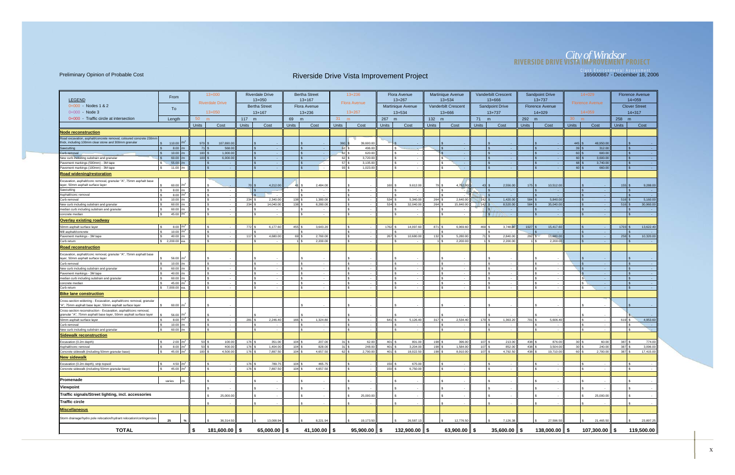Preliminary Opinion of Probable Cost

# Riverside Drive Vista Improvement Project

City of Windsor
RIVERSIDE DRIVE VISTA IMPROVEMENT PROJECT
Class Environmental Assessment
165600867 - December 18, 2006

| LEGEND | From | 13+000 | | Riverdale Drive 13+050 | | Bertha Street 13+167 | | 13+236 | | Flora Avenue 13+267 | | Martinique Avenue 13+534 | | Vanderbilt Crescent 13+666 | | Sandpoint Drive 13+737 | | 14+029 | | Florence Avenue 14+059 | |
|---|---|---|---|---|---|---|---|---|---|---|---|---|---|---|---|---|---|---|---|---|---|
| 0+000 - Nodes 1 & 2 | | Riverdale Drive | | | | | | Flora Avenue | | | | | | | | | | Florence Avenue | | | |
| 0+000 - Node 3 | To | 13+050 | | Bertha Street 13+167 | | Flora Avenue 13+236 | | 13+267 | | Martinique Avenue 13+534 | | Vanderbilt Crescent 13+666 | | Sandpoint Drive 13+737 | | Florence Avenue 14+029 | | 14+059 | | Clover Street 14+317 | |
| 0+000 - Traffic circle at intersection | Length | 50 m | | 117 m | | 69 m | | 31 m | | 267 m | | 132 m | | 71 m | | 292 m | | 30 m | | 258 m | |
| | | Units | Cost | Units | Cost | Units | Cost | Units | Cost | Units | Cost | Units | Cost | Units | Cost | Units | Cost | Units | Cost | Units | Cost |
| **Node reconstruction** | | | | | | | | | | | | | | | | | | | | | |
| Road excavation, asphalt/concrete removal, coloured concrete 230mm thick, including 100mm clear stone and 300mm granular | $ 110.00 /m² | 979 | $ 107,690.00 | | $ - | | $ - | 360 | $ 39,600.00 | | $ - | | $ - | | $ - | | $ - | 445 | $ 48,950.00 | | $ - |
| Sawcutting | $ 8.00 /m | 71 | $ 568.00 | | $ - | | $ - | 62 | $ 496.00 | | $ - | | $ - | | $ - | | $ - | 39 | $ 312.00 | | $ - |
| Curb removal | $ 10.00 /m | 100 | $ 1,000.00 | | $ - | | $ - | 62 | $ 620.00 | | $ - | | $ - | | $ - | | $ - | 60 | $ 600.00 | | $ - |
| New curb including subdrain and granular | $ 60.00 /m | 100 | $ 6,000.00 | | $ - | | $ - | 62 | $ 3,720.00 | | $ - | | $ - | | $ - | | $ - | 60 | $ 3,600.00 | | $ - |
| Pavement markings (500mm) - 3M tape | $ 55.00 /m | | $ - | | $ - | | $ - | 57 | $ 3,135.00 | | $ - | | $ - | | $ - | | $ - | 68 | $ 3,740.00 | | $ - |
| Pavement markings (100mm) - 3M tape | $ 11.00 /m | | $ - | | $ - | | $ - | 93 | $ 1,023.00 | | $ - | | $ - | | $ - | | $ - | 60 | $ 660.00 | | $ - |
| **Road widening/restoration** | | | | | | | | | | | | | | | | | | | | | |
| Excavation, asphalt/conc removal, granular "A", 75mm asphalt base layer, 50mm asphalt surface layer | $ 60.00 /m² | | $ - | 70 | $ 4,212.00 | 41 | $ 2,484.00 | | $ - | 160 | $ 9,612.00 | 79 | $ 4,752.00 | 43 | $ 2,556.00 | 175 | $ 10,512.00 | | $ - | 155 | $ 9,288.00 |
| Sawcutting | $ 8.00 /m | | $ - | | $ - | | $ - | | $ - | | $ - | | $ - | | $ - | | $ - | | $ - | | $ - |
| Asphalt/conc removal | $ 8.00 /m² | | $ - | | $ - | | $ - | | $ - | | $ - | | $ - | | $ - | | $ - | | $ - | | $ - |
| Curb removal | $ 10.00 /m | | $ - | 234 | $ 2,340.00 | 138 | $ 1,380.00 | | $ - | 534 | $ 5,340.00 | 264 | $ 2,640.00 | 142 | $ 1,420.00 | 584 | $ 5,840.00 | | $ - | 516 | $ 5,160.00 |
| New curb including subdrain and granular | $ 60.00 /m | | $ - | 234 | $ 14,040.00 | 138 | $ 8,280.00 | | $ - | 534 | $ 32,040.00 | 264 | $ 15,840.00 | 142 | $ 8,520.00 | 584 | $ 35,040.00 | | $ - | 516 | $ 30,960.00 |
| median curb including subdrain and granular | $ 60.00 /m | | $ - | | $ - | | $ - | | $ - | | $ - | | $ - | | $ - | | $ - | | $ - | | $ - |
| concrete median | $ 45.00 /m² | | $ - | | $ - | | $ - | | $ - | | $ - | | $ - | | $ - | | $ - | | $ - | | $ - |
| **Overlay existing roadway** | | | | | | | | | | | | | | | | | | | | | |
| 50mm asphalt surface layer | $ 8.00 /m² | | $ - | 772 | $ 6,177.60 | 455 | $ 3,643.20 | | $ - | 1762 | $ 14,097.60 | 871 | $ 6,969.60 | 469 | $ 3,748.80 | 1927 | $ 15,417.60 | | $ - | 1703 | $ 13,622.40 |
| Mill asphalt/concrete | $ 10.00 /m² | | $ - | | $ - | | $ - | | $ - | | $ - | | $ - | | $ - | | $ - | | $ - | | $ - |
| Pavement markings - 3M tape | $ 40.00 /m | | $ - | 117 | $ 4,680.00 | 69 | $ 2,760.00 | | $ - | 267 | $ 10,680.00 | 132 | $ 5,280.00 | 71 | $ 2,840.00 | 292 | $ 11,680.00 | | $ - | 258 | $ 10,320.00 |
| Curb return | $ 2,200.00 ea. | | $ - | | $ - | 1 | $ 2,200.00 | | $ - | | $ - | 1 | $ 2,200.00 | 1 | $ 2,200.00 | 1 | $ 2,200.00 | | $ - | | $ - |
| **Road reconstruction** | | | | | | | | | | | | | | | | | | | | | |
| Excavation, asphalt/conc removal, granular "A", 75mm asphalt base layer, 50mm asphalt surface layer | $ 56.00 /m² | | $ - | | $ - | | $ - | | $ - | | $ - | | $ - | | $ - | | $ - | | $ - | | $ - |
| Curb removal | $ 10.00 /m | | $ - | | $ - | | $ - | | $ - | | $ - | | $ - | | $ - | | $ - | | $ - | | $ - |
| New curb including subdrain and granular | $ 60.00 /m | | $ - | | $ - | | $ - | | $ - | | $ - | | $ - | | $ - | | $ - | | $ - | | $ - |
| Pavement markings - 3M tape | $ 40.00 /m | | $ - | | $ - | | $ - | | $ - | | $ - | | $ - | | $ - | | $ - | | $ - | | $ - |
| median curb including subdrain and granular | $ 60.00 /m | | $ - | | $ - | | $ - | | $ - | | $ - | | $ - | | $ - | | $ - | | $ - | | $ - |
| concrete median | $ 45.00 /m² | | $ - | | $ - | | $ - | | $ - | | $ - | | $ - | | $ - | | $ - | | $ - | | $ - |
| Curb return | $ 7,000.00 ea. | | $ - | | $ - | | $ - | | $ - | | $ - | | $ - | | $ - | | $ - | | $ - | | $ - |
| **Bike lane construction** | | | | | | | | | | | | | | | | | | | | | |
| Cross-section widening - Excavation, asphalt/conc removal, granular "A", 75mm asphalt base layer, 50mm asphalt surface layer | $ 60.00 /m² | | $ - | | | | $ - | | $ - | | $ - | | $ - | | $ - | | $ - | | $ - | | $ - |
| Cross-section reconstruction - Excavation, asphalt/conc removal, granular "A", 75mm asphalt base layer, 50mm asphalt surface layer | $ 56.00 /m² | | $ - | | $ - | | $ - | | $ - | | $ - | | $ - | | $ - | | $ - | | $ - | | $ - |
| 50mm asphalt surface layer | $ 8.00 /m² | | $ - | 281 | $ 2,246.40 | 166 | $ 1,324.80 | | $ - | 641 | $ 5,126.40 | 317 | $ 2,534.40 | 170 | $ 1,363.20 | 701 | $ 5,606.40 | | $ - | 619 | $ 4,953.60 |
| Curb removal | $ 10.00 /m | | $ - | | $ - | | $ - | | $ - | | $ - | | $ - | | $ - | | $ - | | $ - | | $ - |
| New curb including subdrain and granular | $ 60.00 /m | | $ - | | $ - | | $ - | | $ - | | $ - | | $ - | | $ - | | $ - | | $ - | | $ - |
| **Sidewalk reconstruction** | | | | | | | | | | | | | | | | | | | | | |
| Excavation (0.2m depth) | $ 2.00 /m² | 50 | $ 100.00 | 176 | $ 351.00 | 104 | $ 207.00 | 31 | $ 62.00 | 401 | $ 801.00 | 198 | $ 396.00 | 107 | $ 213.00 | 438 | $ 876.00 | 30 | $ 60.00 | 387 | $ 774.00 |
| Asphalt/conc removal | $ 8.00 /m² | 50 | $ 400.00 | 176 | $ 1,404.00 | 104 | $ 828.00 | 31 | $ 248.00 | 401 | $ 3,204.00 | 198 | $ 1,584.00 | 107 | $ 852.00 | 438 | $ 3,504.00 | 30 | $ 240.00 | 387 | $ 3,096.00 |
| Concrete sidewalk (including 50mm granular base) | $ 45.00 /m² | 100 | $ 4,500.00 | 176 | $ 7,897.50 | 104 | $ 4,657.50 | 62 | $ 2,790.00 | 401 | $ 18,022.50 | 198 | $ 8,910.00 | 107 | $ 4,792.50 | 438 | $ 19,710.00 | 60 | $ 2,700.00 | 387 | $ 17,415.00 |
| **New sidewalk** | | | | | | | | | | | | | | | | | | | | | |
| Excavation (0.2m depth), strip topsoil | $ 4.50 /m² | | $ - | 176 | $ 789.75 | 104 | $ 465.75 | | $ - | 150 | $ 675.00 | | $ - | | $ - | | $ - | | $ - | | $ - |
| Concrete sidewalk (including 50mm granular base) | $ 45.00 /m² | | $ - | 176 | $ 7,897.50 | 104 | $ 4,657.50 | | $ - | 150 | $ 6,750.00 | | $ - | | $ - | | $ - | | $ - | | $ - |
| **Promenade** | varies /m | | $ - | | $ - | | $ - | | $ - | | $ - | | $ - | | $ - | | $ - | | $ - | | $ - |
| **Viewpoint** | | | $ - | | $ - | | $ - | | $ - | | $ - | | $ - | | $ - | | $ - | | $ - | | $ - |
| **Traffic signals/Street lighting, incl. accessories** | | | $ 25,000.00 | | $ - | | $ - | | $ 25,000.00 | | $ - | | $ - | | $ - | | $ - | | $ 25,000.00 | | $ - |
| **Traffic circle** | | | $ - | | $ - | | $ - | | $ - | | $ - | | $ - | | $ - | | $ - | | $ - | | $ - |
| **Miscellaneous** | | | | | | | | | | | | | | | | | | | | | |
| Storm drainage/hydro pole relocation/hydrant relocation/contingencies | 25 % | | $ 36,314.50 | | $ 13,008.94 | | $ 8,221.94 | | $ 19,173.50 | | $ 26,587.13 | | $ 12,776.50 | | $ 7,126.38 | | $ 27,596.50 | | $ 21,465.50 | | $ 23,897.25 |
| **TOTAL** | | | **$ 181,600.00** | | **$ 65,000.00** | | **$ 41,100.00** | | **$ 95,900.00** | | **$ 132,900.00** | | **$ 63,900.00** | | **$ 35,600.00** | | **$ 138,000.00** | | **$ 107,300.00** | | **$ 119,500.00** |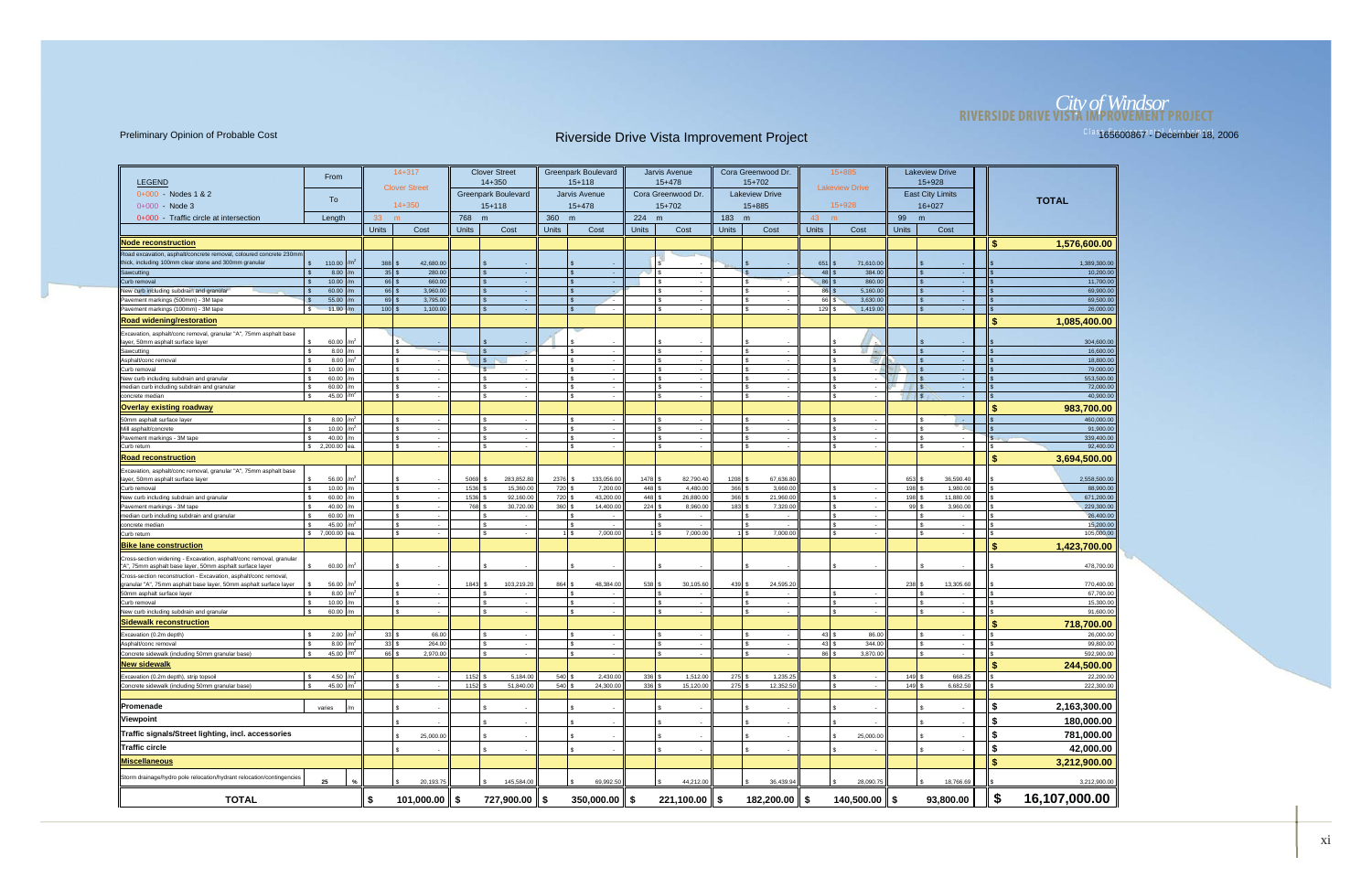**City of Windsor**
**RIVERSIDE DRIVE VISTA IMPROVEMENT PROJECT**

Preliminary Opinion of Probable Cost

# Riverside Drive Vista Improvement Project

165600867 - December 18, 2006

| LEGEND | From | | 14+317 Clover Street | | Clover Street 14+350 | | Greenpark Boulevard 15+118 | | Jarvis Avenue 15+478 | | Cora Greenwood Dr. 15+702 | | 15+885 Lakeview Drive | | Lakeview Drive 15+928 | | TOTAL |
|---|---|---|---|---|---|---|---|---|---|---|---|---|---|---|---|---|---|
| 0+000 - Nodes 1 & 2<br>0+000 - Node 3 | To | | 14+350 | | Greenpark Boulevard 15+118 | | Jarvis Avenue 15+478 | | Cora Greenwood Dr. 15+702 | | Lakeview Drive 15+885 | | 15+928 | | East City Limits 16+027 | | |
| 0+000 - Traffic circle at intersection | Length | | 33 m | | 768 m | | 360 m | | 224 m | | 183 m | | 43 m | | 99 m | | |
| | | | Units | Cost | Units | Cost | Units | Cost | Units | Cost | Units | Cost | Units | Cost | Units | Cost | |
| **Node reconstruction** | | | | | | | | | | | | | | | | | **$ 1,576,600.00** |
| Road excavation, asphalt/concrete removal, coloured concrete 230mm thick, including 100mm clear stone and 300mm granular | $ 110.00 | /m² | 388 | $ 42,680.00 | | $ - | | $ - | | $ - | | $ - | 651 | $ 71,610.00 | | $ - | $ 1,389,300.00 |
| Sawcutting | $ 8.00 | /m | 35 | $ 280.00 | | $ - | | $ - | | $ - | | $ - | 48 | $ 384.00 | | $ - | $ 10,200.00 |
| Curb removal | $ 10.00 | /m | 66 | $ 660.00 | | $ - | | $ - | | $ - | | $ - | 86 | $ 860.00 | | $ - | $ 11,700.00 |
| New curb including subdrain and granular | $ 60.00 | /m | 66 | $ 3,960.00 | | $ - | | $ - | | $ - | | $ - | 86 | $ 5,160.00 | | $ - | $ 69,900.00 |
| Pavement markings (500mm) - 3M tape | $ 55.00 | /m | 69 | $ 3,795.00 | | $ - | | $ - | | $ - | | $ - | 66 | $ 3,630.00 | | $ - | $ 69,500.00 |
| Pavement markings (100mm) - 3M tape | $ 11.00 | /m | 100 | $ 1,100.00 | | $ - | | $ - | | $ - | | $ - | 129 | $ 1,419.00 | | $ - | $ 26,000.00 |
| **Road widening/restoration** | | | | | | | | | | | | | | | | | **$ 1,085,400.00** |
| Excavation, asphalt/conc removal, granular "A", 75mm asphalt base layer, 50mm asphalt surface layer | $ 60.00 | /m² | | $ - | | $ - | | $ - | | $ - | | $ - | | $ - | | $ - | $ 304,600.00 |
| Sawcutting | $ 8.00 | /m | | $ - | | $ - | | $ - | | $ - | | $ - | | $ - | | $ - | $ 16,600.00 |
| Asphalt/conc removal | $ 8.00 | /m² | | $ - | | $ - | | $ - | | $ - | | $ - | | $ - | | $ - | $ 18,800.00 |
| Curb removal | $ 10.00 | /m | | $ - | | $ - | | $ - | | $ - | | $ - | | $ - | | $ - | $ 79,000.00 |
| New curb including subdrain and granular | $ 60.00 | /m | | $ - | | $ - | | $ - | | $ - | | $ - | | $ - | | $ - | $ 553,500.00 |
| median curb including subdrain and granular | $ 60.00 | /m | | $ - | | $ - | | $ - | | $ - | | $ - | | $ - | | $ - | $ 72,000.00 |
| concrete median | $ 45.00 | /m² | | $ - | | $ - | | $ - | | $ - | | $ - | | $ - | | $ - | $ 40,900.00 |
| **Overlay existing roadway** | | | | | | | | | | | | | | | | | **$ 983,700.00** |
| 50mm asphalt surface layer | $ 8.00 | /m² | | $ - | | $ - | | $ - | | $ - | | $ - | | $ - | | $ - | $ 460,000.00 |
| Mill asphalt/concrete | $ 10.00 | /m² | | $ - | | $ - | | $ - | | $ - | | $ - | | $ - | | $ - | $ 91,900.00 |
| Pavement markings - 3M tape | $ 40.00 | /m | | $ - | | $ - | | $ - | | $ - | | $ - | | $ - | | $ - | $ 339,400.00 |
| Curb return | $ 2,200.00 | ea. | | $ - | | $ - | | $ - | | $ - | | $ - | | $ - | | $ - | $ 92,400.00 |
| **Road reconstruction** | | | | | | | | | | | | | | | | | **$ 3,694,500.00** |
| Excavation, asphalt/conc removal, granular "A", 75mm asphalt base layer, 50mm asphalt surface layer | $ 56.00 | /m² | | $ - | 5069 | $ 283,852.80 | 2376 | $ 133,056.00 | 1478 | $ 82,790.40 | 1208 | $ 67,636.80 | | | 653 | $ 36,590.40 | $ 2,558,500.00 |
| Curb removal | $ 10.00 | /m | | $ - | 1536 | $ 15,360.00 | 720 | $ 7,200.00 | 448 | $ 4,480.00 | 366 | $ 3,660.00 | | $ - | 198 | $ 1,980.00 | $ 88,000.00 |
| New curb including subdrain and granular | $ 60.00 | /m | | $ - | 1536 | $ 92,160.00 | 720 | $ 43,200.00 | 448 | $ 26,880.00 | 366 | $ 21,960.00 | | $ - | 198 | $ 11,880.00 | $ 671,200.00 |
| Pavement markings - 3M tape | $ 40.00 | /m | | $ - | 768 | $ 30,720.00 | 360 | $ 14,400.00 | 224 | $ 8,960.00 | 183 | $ 7,320.00 | | $ - | 99 | $ 3,960.00 | $ 229,300.00 |
| median curb including subdrain and granular | $ 60.00 | /m | | $ - | | $ - | | $ - | | $ - | | $ - | | $ - | | $ - | $ 26,400.00 |
| concrete median | $ 45.00 | /m² | | $ - | | $ - | | $ - | | $ - | | $ - | | $ - | | $ - | $ 15,200.00 |
| Curb return | $ 7,000.00 | ea. | | $ - | | $ - | 1 | $ 7,000.00 | 1 | $ 7,000.00 | 1 | $ 7,000.00 | | $ - | | $ - | $ 105,000.00 |
| **Bike lane construction** | | | | | | | | | | | | | | | | | **$ 1,423,700.00** |
| Cross-section widening - Excavation, asphalt/conc removal, granular "A", 75mm asphalt base layer, 50mm asphalt surface layer | $ 60.00 | /m² | | $ - | | $ - | | $ - | | $ - | | $ - | | $ - | | $ - | $ 478,700.00 |
| Cross-section reconstruction - Excavation, asphalt/conc removal, granular "A", 75mm asphalt base layer, 50mm asphalt surface layer | $ 56.00 | /m² | | $ - | 1843 | $ 103,219.20 | 864 | $ 48,384.00 | 538 | $ 30,105.60 | 439 | $ 24,595.20 | | | 238 | $ 13,305.60 | $ 770,400.00 |
| 50mm asphalt surface layer | $ 8.00 | /m² | | $ - | | $ - | | $ - | | $ - | | $ - | | $ - | | $ - | $ 67,700.00 |
| Curb removal | $ 10.00 | /m | | $ - | | $ - | | $ - | | $ - | | $ - | | $ - | | $ - | $ 15,300.00 |
| New curb including subdrain and granular | $ 60.00 | /m | | $ - | | $ - | | $ - | | $ - | | $ - | | $ - | | $ - | $ 91,600.00 |
| **Sidewalk reconstruction** | | | | | | | | | | | | | | | | | **$ 718,700.00** |
| Excavation (0.2m depth) | $ 2.00 | /m² | 33 | $ 66.00 | | $ - | | $ - | | $ - | | $ - | 43 | $ 86.00 | | $ - | $ 26,000.00 |
| Asphalt/conc removal | $ 8.00 | /m² | 33 | $ 264.00 | | $ - | | $ - | | $ - | | $ - | 43 | $ 344.00 | | $ - | $ 99,800.00 |
| Concrete sidewalk (including 50mm granular base) | $ 45.00 | /m² | 66 | $ 2,970.00 | | $ - | | $ - | | $ - | | $ - | 86 | $ 3,870.00 | | $ - | $ 592,900.00 |
| **New sidewalk** | | | | | | | | | | | | | | | | | **$ 244,500.00** |
| Excavation (0.2m depth), strip topsoil | $ 4.50 | /m² | | $ - | 1152 | $ 5,184.00 | 540 | $ 2,430.00 | 336 | $ 1,512.00 | 275 | $ 1,235.25 | | $ - | 149 | $ 668.25 | $ 22,200.00 |
| Concrete sidewalk (including 50mm granular base) | $ 45.00 | /m² | | $ - | 1152 | $ 51,840.00 | 540 | $ 24,300.00 | 336 | $ 15,120.00 | 275 | $ 12,352.50 | | $ - | 149 | $ 6,682.50 | $ 222,300.00 |
| **Promenade** | varies | /m | | $ - | | $ - | | $ - | | $ - | | $ - | | $ - | | $ - | **$ 2,163,300.00** |
| **Viewpoint** | | | | $ - | | $ - | | $ - | | $ - | | $ - | | $ - | | $ - | **$ 180,000.00** |
| **Traffic signals/Street lighting, incl. accessories** | | | | $ 25,000.00 | | $ - | | $ - | | $ - | | $ - | | $ 25,000.00 | | $ - | **$ 781,000.00** |
| **Traffic circle** | | | | $ - | | $ - | | $ - | | $ - | | $ - | | $ - | | $ - | **$ 42,000.00** |
| **Miscellaneous** | | | | | | | | | | | | | | | | | **$ 3,212,900.00** |
| Storm drainage/hydro pole relocation/hydrant relocation/contingencies | 25 | % | | $ 20,193.75 | | $ 145,584.00 | | $ 69,992.50 | | $ 44,212.00 | | $ 36,439.94 | | $ 28,090.75 | | $ 18,766.69 | $ 3,212,900.00 |
| **TOTAL** | | | | **$ 101,000.00** | | **$ 727,900.00** | | **$ 350,000.00** | | **$ 221,100.00** | | **$ 182,200.00** | | **$ 140,500.00** | | **$ 93,800.00** | **$ 16,107,000.00** |